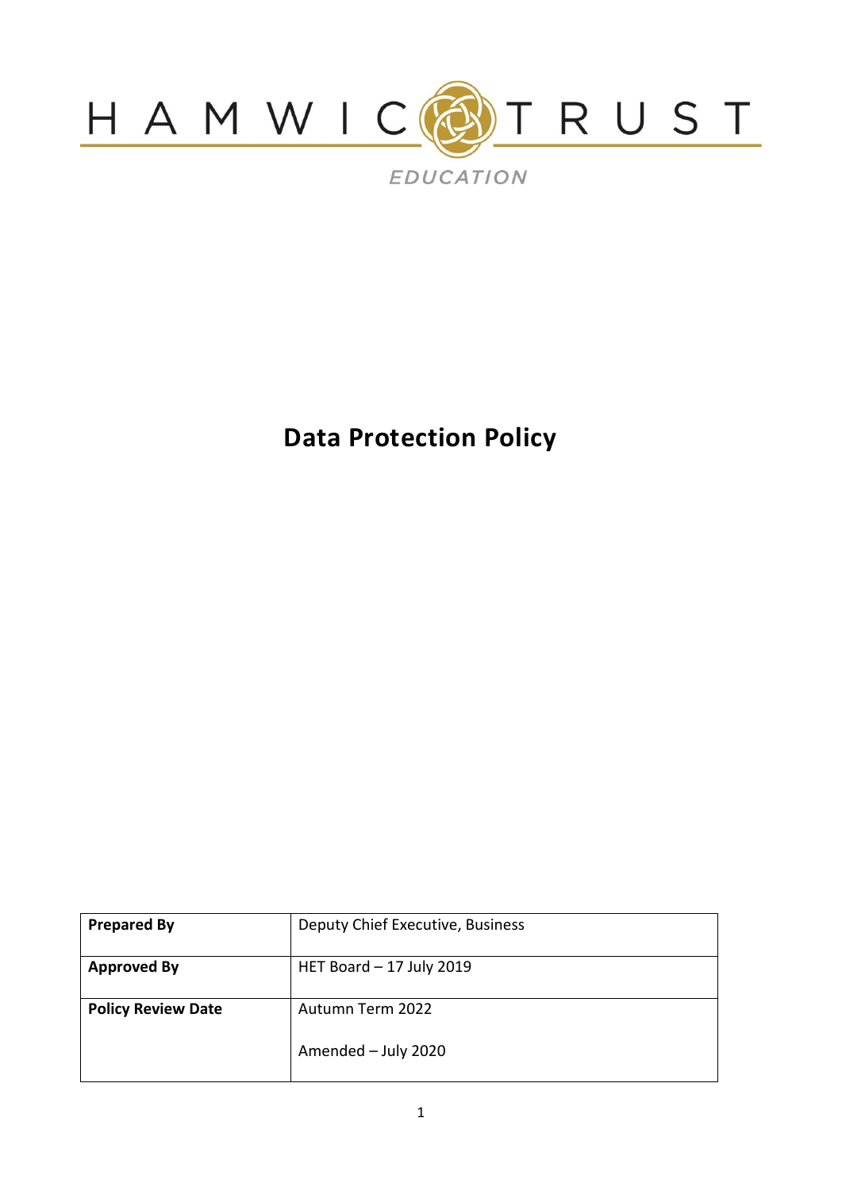HAMWIC TRUST

EDUCATION

# Data Protection Policy

| Prepared By | Deputy Chief Executive, Business |
|---|---|
| Approved By | HET Board – 17 July 2019 |
| Policy Review Date | Autumn Term 2022<br><br>Amended – July 2020 |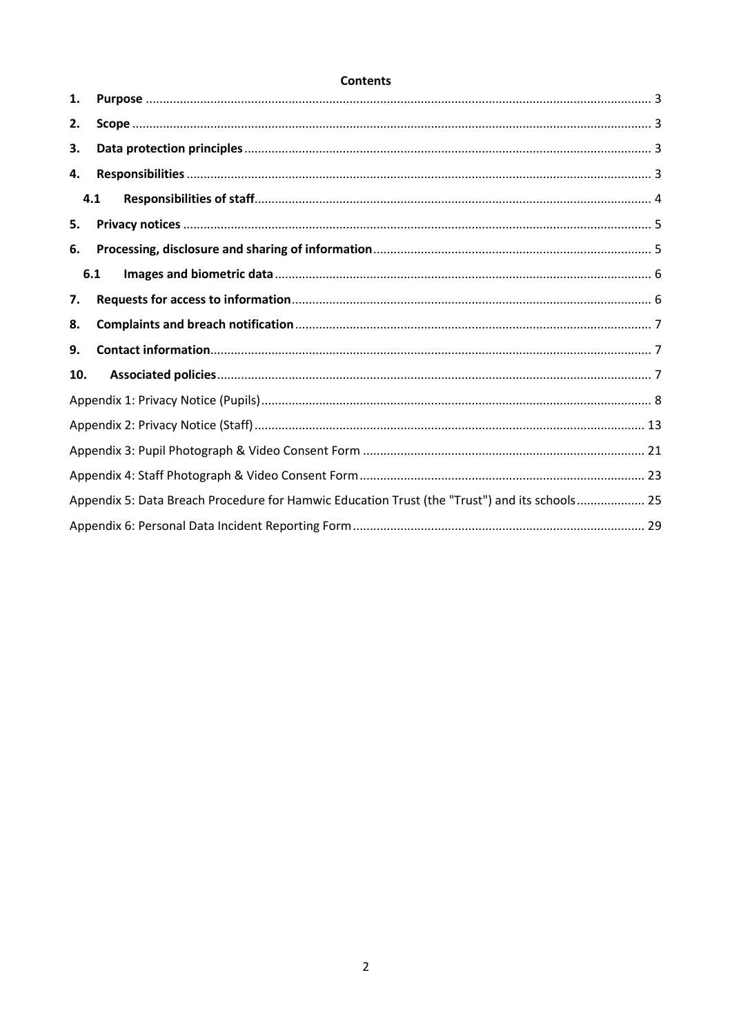**Contents**

1. **Purpose** .................................................. 3
2. **Scope** .................................................. 3
3. **Data protection principles** .................................................. 3
4. **Responsibilities** .................................................. 3
   - 4.1 **Responsibilities of staff** .................................................. 4
5. **Privacy notices** .................................................. 5
6. **Processing, disclosure and sharing of information** .................................................. 5
   - 6.1 **Images and biometric data** .................................................. 6
7. **Requests for access to information** .................................................. 6
8. **Complaints and breach notification** .................................................. 7
9. **Contact information** .................................................. 7
10. **Associated policies** .................................................. 7

Appendix 1: Privacy Notice (Pupils) .................................................. 8

Appendix 2: Privacy Notice (Staff) .................................................. 13

Appendix 3: Pupil Photograph & Video Consent Form .................................................. 21

Appendix 4: Staff Photograph & Video Consent Form .................................................. 23

Appendix 5: Data Breach Procedure for Hamwic Education Trust (the "Trust") and its schools .................................................. 25

Appendix 6: Personal Data Incident Reporting Form .................................................. 29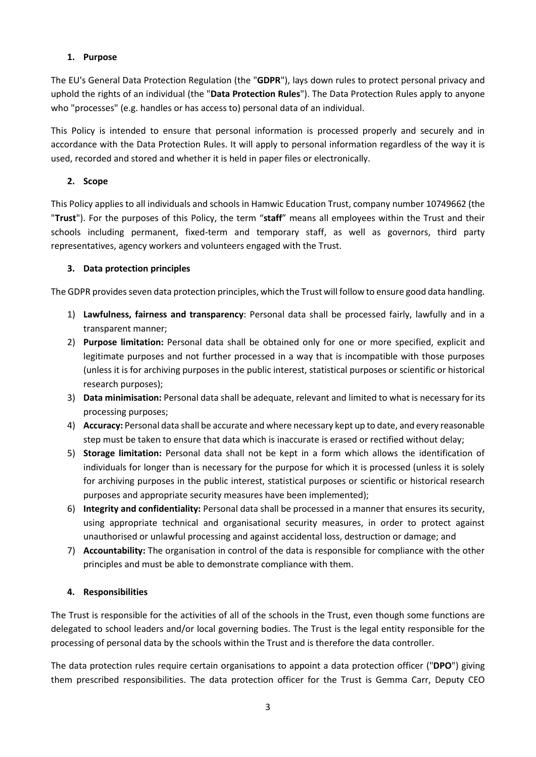## 1. Purpose

The EU's General Data Protection Regulation (the "**GDPR**"), lays down rules to protect personal privacy and uphold the rights of an individual (the "**Data Protection Rules**"). The Data Protection Rules apply to anyone who "processes" (e.g. handles or has access to) personal data of an individual.

This Policy is intended to ensure that personal information is processed properly and securely and in accordance with the Data Protection Rules. It will apply to personal information regardless of the way it is used, recorded and stored and whether it is held in paper files or electronically.

## 2. Scope

This Policy applies to all individuals and schools in Hamwic Education Trust, company number 10749662 (the "**Trust**"). For the purposes of this Policy, the term "**staff**" means all employees within the Trust and their schools including permanent, fixed-term and temporary staff, as well as governors, third party representatives, agency workers and volunteers engaged with the Trust.

## 3. Data protection principles

The GDPR provides seven data protection principles, which the Trust will follow to ensure good data handling.

1) **Lawfulness, fairness and transparency**: Personal data shall be processed fairly, lawfully and in a transparent manner;
2) **Purpose limitation:** Personal data shall be obtained only for one or more specified, explicit and legitimate purposes and not further processed in a way that is incompatible with those purposes (unless it is for archiving purposes in the public interest, statistical purposes or scientific or historical research purposes);
3) **Data minimisation:** Personal data shall be adequate, relevant and limited to what is necessary for its processing purposes;
4) **Accuracy:** Personal data shall be accurate and where necessary kept up to date, and every reasonable step must be taken to ensure that data which is inaccurate is erased or rectified without delay;
5) **Storage limitation:** Personal data shall not be kept in a form which allows the identification of individuals for longer than is necessary for the purpose for which it is processed (unless it is solely for archiving purposes in the public interest, statistical purposes or scientific or historical research purposes and appropriate security measures have been implemented);
6) **Integrity and confidentiality:** Personal data shall be processed in a manner that ensures its security, using appropriate technical and organisational security measures, in order to protect against unauthorised or unlawful processing and against accidental loss, destruction or damage; and
7) **Accountability:** The organisation in control of the data is responsible for compliance with the other principles and must be able to demonstrate compliance with them.

## 4. Responsibilities

The Trust is responsible for the activities of all of the schools in the Trust, even though some functions are delegated to school leaders and/or local governing bodies. The Trust is the legal entity responsible for the processing of personal data by the schools within the Trust and is therefore the data controller.

The data protection rules require certain organisations to appoint a data protection officer ("**DPO**") giving them prescribed responsibilities. The data protection officer for the Trust is Gemma Carr, Deputy CEO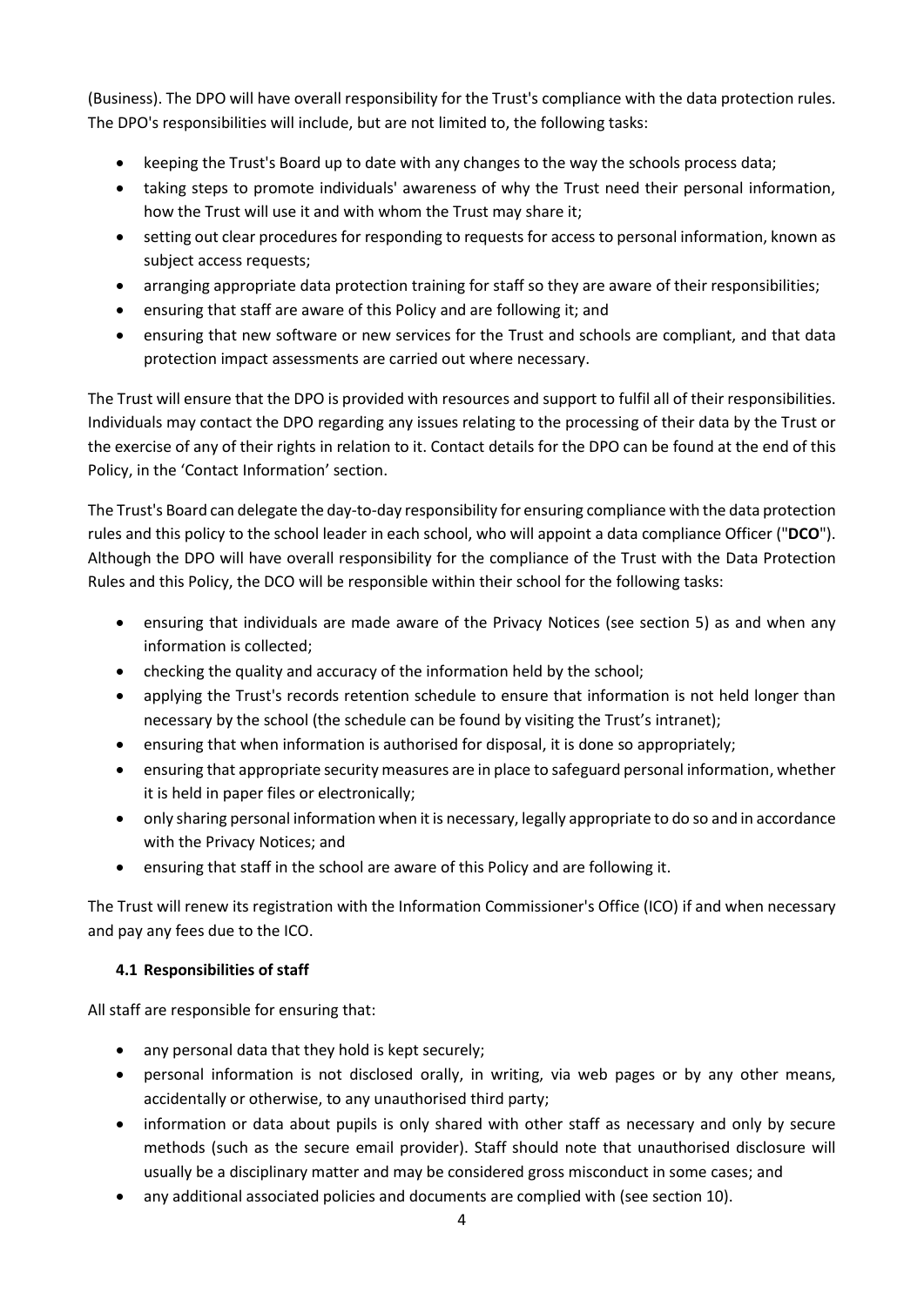(Business). The DPO will have overall responsibility for the Trust's compliance with the data protection rules. The DPO's responsibilities will include, but are not limited to, the following tasks:

- keeping the Trust's Board up to date with any changes to the way the schools process data;
- taking steps to promote individuals' awareness of why the Trust need their personal information, how the Trust will use it and with whom the Trust may share it;
- setting out clear procedures for responding to requests for access to personal information, known as subject access requests;
- arranging appropriate data protection training for staff so they are aware of their responsibilities;
- ensuring that staff are aware of this Policy and are following it; and
- ensuring that new software or new services for the Trust and schools are compliant, and that data protection impact assessments are carried out where necessary.

The Trust will ensure that the DPO is provided with resources and support to fulfil all of their responsibilities. Individuals may contact the DPO regarding any issues relating to the processing of their data by the Trust or the exercise of any of their rights in relation to it. Contact details for the DPO can be found at the end of this Policy, in the 'Contact Information' section.

The Trust's Board can delegate the day-to-day responsibility for ensuring compliance with the data protection rules and this policy to the school leader in each school, who will appoint a data compliance Officer ("**DCO**"). Although the DPO will have overall responsibility for the compliance of the Trust with the Data Protection Rules and this Policy, the DCO will be responsible within their school for the following tasks:

- ensuring that individuals are made aware of the Privacy Notices (see section 5) as and when any information is collected;
- checking the quality and accuracy of the information held by the school;
- applying the Trust's records retention schedule to ensure that information is not held longer than necessary by the school (the schedule can be found by visiting the Trust's intranet);
- ensuring that when information is authorised for disposal, it is done so appropriately;
- ensuring that appropriate security measures are in place to safeguard personal information, whether it is held in paper files or electronically;
- only sharing personal information when it is necessary, legally appropriate to do so and in accordance with the Privacy Notices; and
- ensuring that staff in the school are aware of this Policy and are following it.

The Trust will renew its registration with the Information Commissioner's Office (ICO) if and when necessary and pay any fees due to the ICO.

### 4.1 Responsibilities of staff

All staff are responsible for ensuring that:

- any personal data that they hold is kept securely;
- personal information is not disclosed orally, in writing, via web pages or by any other means, accidentally or otherwise, to any unauthorised third party;
- information or data about pupils is only shared with other staff as necessary and only by secure methods (such as the secure email provider). Staff should note that unauthorised disclosure will usually be a disciplinary matter and may be considered gross misconduct in some cases; and
- any additional associated policies and documents are complied with (see section 10).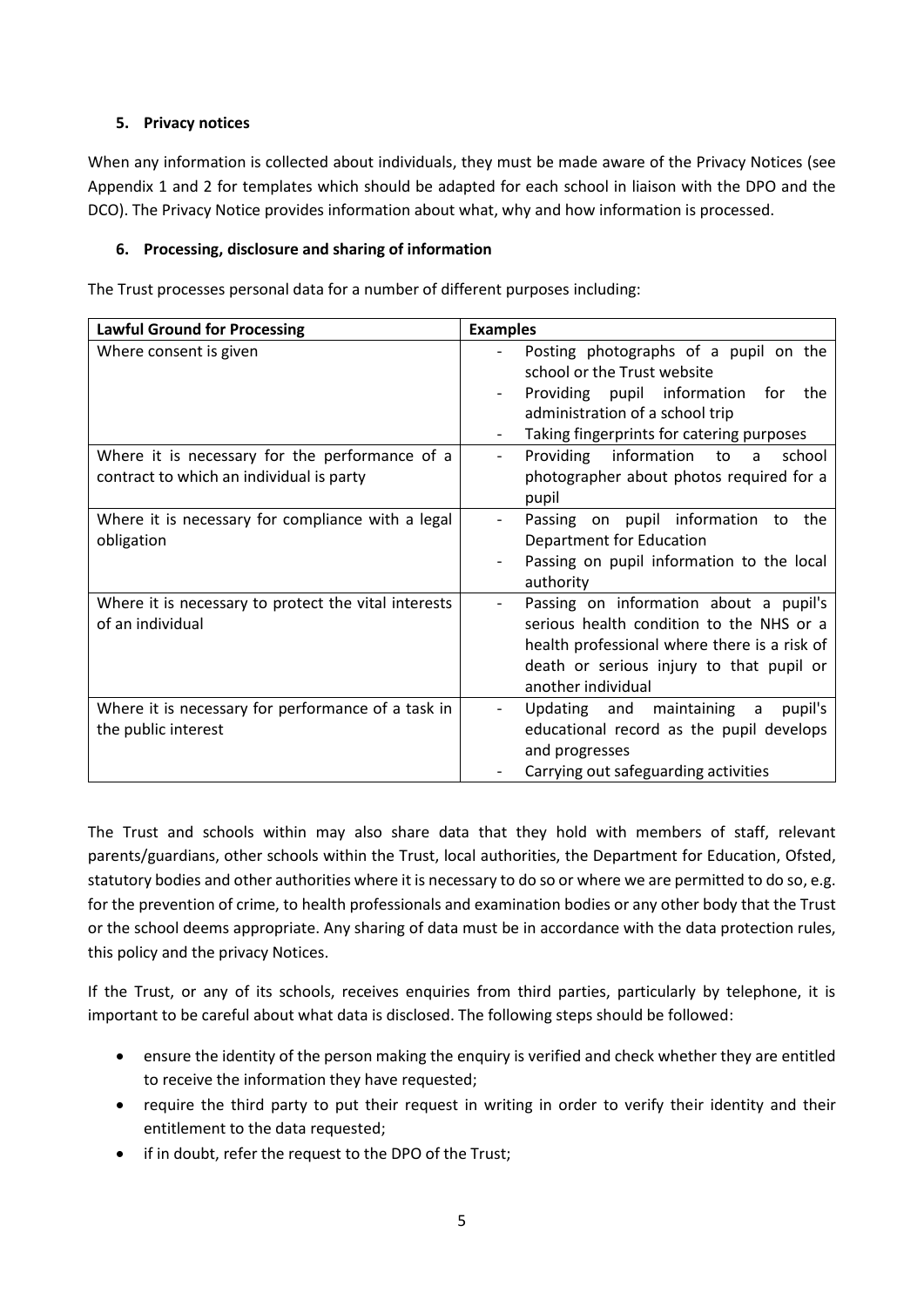## 5. Privacy notices

When any information is collected about individuals, they must be made aware of the Privacy Notices (see Appendix 1 and 2 for templates which should be adapted for each school in liaison with the DPO and the DCO). The Privacy Notice provides information about what, why and how information is processed.

## 6. Processing, disclosure and sharing of information

The Trust processes personal data for a number of different purposes including:

| Lawful Ground for Processing | Examples |
|---|---|
| Where consent is given | - Posting photographs of a pupil on the school or the Trust website<br>- Providing pupil information for the administration of a school trip<br>- Taking fingerprints for catering purposes |
| Where it is necessary for the performance of a contract to which an individual is party | - Providing information to a school photographer about photos required for a pupil |
| Where it is necessary for compliance with a legal obligation | - Passing on pupil information to the Department for Education<br>- Passing on pupil information to the local authority |
| Where it is necessary to protect the vital interests of an individual | - Passing on information about a pupil's serious health condition to the NHS or a health professional where there is a risk of death or serious injury to that pupil or another individual |
| Where it is necessary for performance of a task in the public interest | - Updating and maintaining a pupil's educational record as the pupil develops and progresses<br>- Carrying out safeguarding activities |

The Trust and schools within may also share data that they hold with members of staff, relevant parents/guardians, other schools within the Trust, local authorities, the Department for Education, Ofsted, statutory bodies and other authorities where it is necessary to do so or where we are permitted to do so, e.g. for the prevention of crime, to health professionals and examination bodies or any other body that the Trust or the school deems appropriate. Any sharing of data must be in accordance with the data protection rules, this policy and the privacy Notices.

If the Trust, or any of its schools, receives enquiries from third parties, particularly by telephone, it is important to be careful about what data is disclosed. The following steps should be followed:

- ensure the identity of the person making the enquiry is verified and check whether they are entitled to receive the information they have requested;
- require the third party to put their request in writing in order to verify their identity and their entitlement to the data requested;
- if in doubt, refer the request to the DPO of the Trust;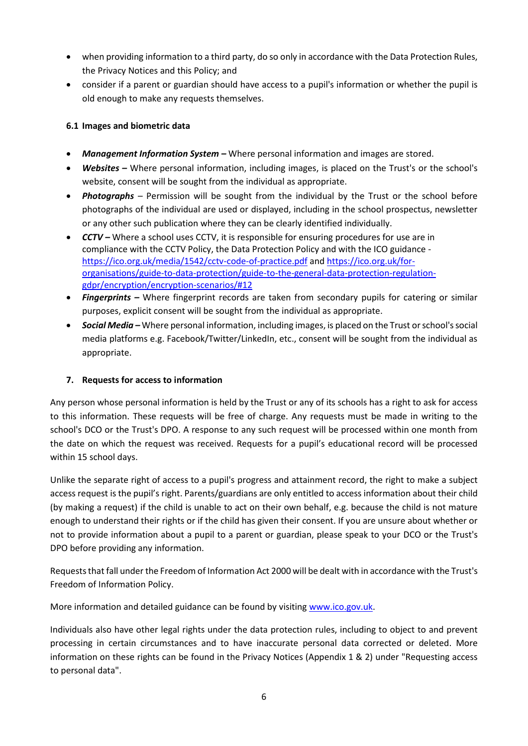- when providing information to a third party, do so only in accordance with the Data Protection Rules, the Privacy Notices and this Policy; and
- consider if a parent or guardian should have access to a pupil's information or whether the pupil is old enough to make any requests themselves.

### 6.1 Images and biometric data

- ***Management Information System –*** Where personal information and images are stored.
- ***Websites –*** Where personal information, including images, is placed on the Trust's or the school's website, consent will be sought from the individual as appropriate.
- ***Photographs*** – Permission will be sought from the individual by the Trust or the school before photographs of the individual are used or displayed, including in the school prospectus, newsletter or any other such publication where they can be clearly identified individually.
- ***CCTV –*** Where a school uses CCTV, it is responsible for ensuring procedures for use are in compliance with the CCTV Policy, the Data Protection Policy and with the ICO guidance - [https://ico.org.uk/media/1542/cctv-code-of-practice.pdf](https://ico.org.uk/media/1542/cctv-code-of-practice.pdf) and [https://ico.org.uk/for-organisations/guide-to-data-protection/guide-to-the-general-data-protection-regulation-gdpr/encryption/encryption-scenarios/#12](https://ico.org.uk/for-organisations/guide-to-data-protection/guide-to-the-general-data-protection-regulation-gdpr/encryption/encryption-scenarios/#12)
- ***Fingerprints –*** Where fingerprint records are taken from secondary pupils for catering or similar purposes, explicit consent will be sought from the individual as appropriate.
- ***Social Media –*** Where personal information, including images, is placed on the Trust or school's social media platforms e.g. Facebook/Twitter/LinkedIn, etc., consent will be sought from the individual as appropriate.

## 7. Requests for access to information

Any person whose personal information is held by the Trust or any of its schools has a right to ask for access to this information. These requests will be free of charge. Any requests must be made in writing to the school's DCO or the Trust's DPO. A response to any such request will be processed within one month from the date on which the request was received. Requests for a pupil's educational record will be processed within 15 school days.

Unlike the separate right of access to a pupil's progress and attainment record, the right to make a subject access request is the pupil's right. Parents/guardians are only entitled to access information about their child (by making a request) if the child is unable to act on their own behalf, e.g. because the child is not mature enough to understand their rights or if the child has given their consent. If you are unsure about whether or not to provide information about a pupil to a parent or guardian, please speak to your DCO or the Trust's DPO before providing any information.

Requests that fall under the Freedom of Information Act 2000 will be dealt with in accordance with the Trust's Freedom of Information Policy.

More information and detailed guidance can be found by visiting [www.ico.gov.uk](http://www.ico.gov.uk).

Individuals also have other legal rights under the data protection rules, including to object to and prevent processing in certain circumstances and to have inaccurate personal data corrected or deleted. More information on these rights can be found in the Privacy Notices (Appendix 1 & 2) under "Requesting access to personal data".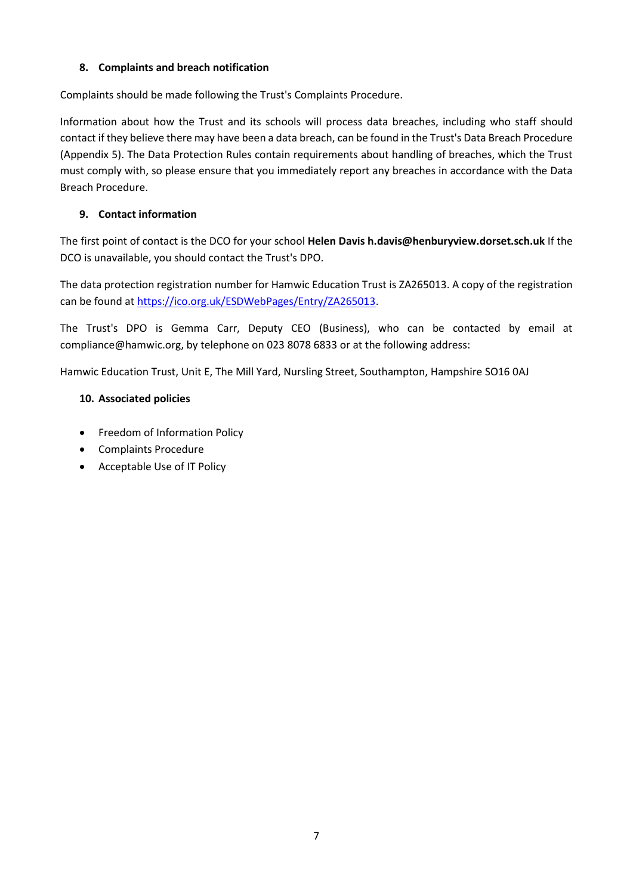### 8. Complaints and breach notification

Complaints should be made following the Trust's Complaints Procedure.

Information about how the Trust and its schools will process data breaches, including who staff should contact if they believe there may have been a data breach, can be found in the Trust's Data Breach Procedure (Appendix 5). The Data Protection Rules contain requirements about handling of breaches, which the Trust must comply with, so please ensure that you immediately report any breaches in accordance with the Data Breach Procedure.

### 9. Contact information

The first point of contact is the DCO for your school **Helen Davis h.davis@henburyview.dorset.sch.uk** If the DCO is unavailable, you should contact the Trust's DPO.

The data protection registration number for Hamwic Education Trust is ZA265013. A copy of the registration can be found at [https://ico.org.uk/ESDWebPages/Entry/ZA265013](https://ico.org.uk/ESDWebPages/Entry/ZA265013).

The Trust's DPO is Gemma Carr, Deputy CEO (Business), who can be contacted by email at compliance@hamwic.org, by telephone on 023 8078 6833 or at the following address:

Hamwic Education Trust, Unit E, The Mill Yard, Nursling Street, Southampton, Hampshire SO16 0AJ

### 10. Associated policies

- Freedom of Information Policy
- Complaints Procedure
- Acceptable Use of IT Policy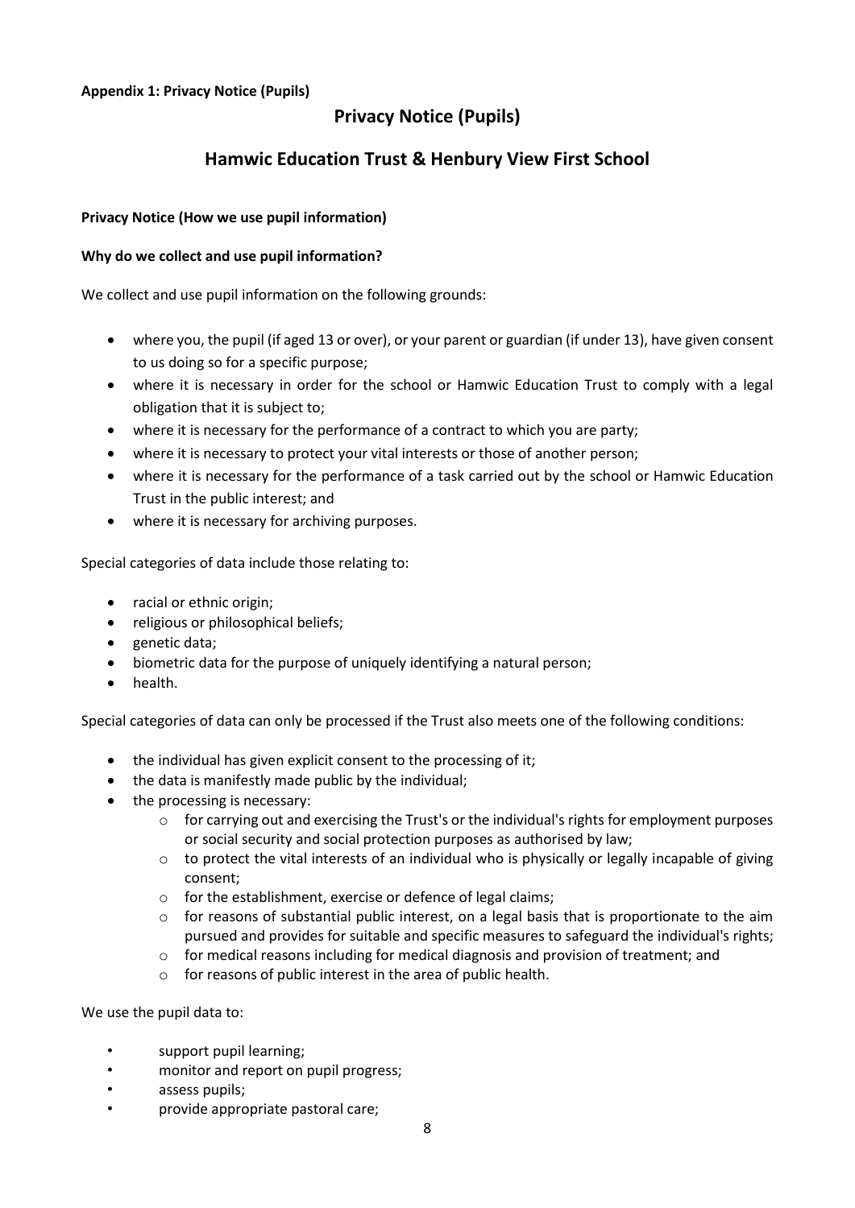**Appendix 1: Privacy Notice (Pupils)**

## Privacy Notice (Pupils)

## Hamwic Education Trust & Henbury View First School

**Privacy Notice (How we use pupil information)**

**Why do we collect and use pupil information?**

We collect and use pupil information on the following grounds:

- where you, the pupil (if aged 13 or over), or your parent or guardian (if under 13), have given consent to us doing so for a specific purpose;
- where it is necessary in order for the school or Hamwic Education Trust to comply with a legal obligation that it is subject to;
- where it is necessary for the performance of a contract to which you are party;
- where it is necessary to protect your vital interests or those of another person;
- where it is necessary for the performance of a task carried out by the school or Hamwic Education Trust in the public interest; and
- where it is necessary for archiving purposes.

Special categories of data include those relating to:

- racial or ethnic origin;
- religious or philosophical beliefs;
- genetic data;
- biometric data for the purpose of uniquely identifying a natural person;
- health.

Special categories of data can only be processed if the Trust also meets one of the following conditions:

- the individual has given explicit consent to the processing of it;
- the data is manifestly made public by the individual;
- the processing is necessary:
    - for carrying out and exercising the Trust's or the individual's rights for employment purposes or social security and social protection purposes as authorised by law;
    - to protect the vital interests of an individual who is physically or legally incapable of giving consent;
    - for the establishment, exercise or defence of legal claims;
    - for reasons of substantial public interest, on a legal basis that is proportionate to the aim pursued and provides for suitable and specific measures to safeguard the individual's rights;
    - for medical reasons including for medical diagnosis and provision of treatment; and
    - for reasons of public interest in the area of public health.

We use the pupil data to:

- support pupil learning;
- monitor and report on pupil progress;
- assess pupils;
- provide appropriate pastoral care;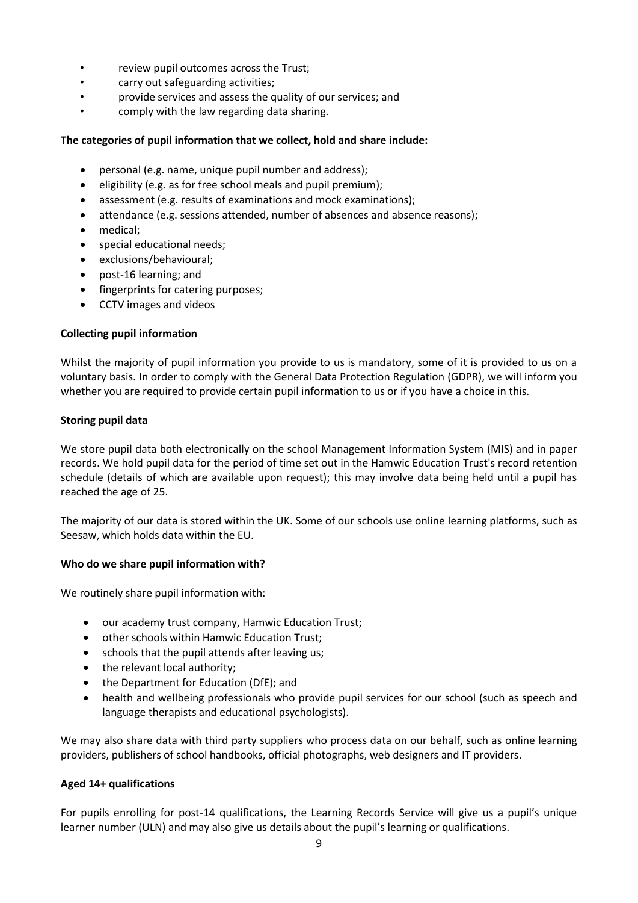- review pupil outcomes across the Trust;
- carry out safeguarding activities;
- provide services and assess the quality of our services; and
- comply with the law regarding data sharing.

**The categories of pupil information that we collect, hold and share include:**

- personal (e.g. name, unique pupil number and address);
- eligibility (e.g. as for free school meals and pupil premium);
- assessment (e.g. results of examinations and mock examinations);
- attendance (e.g. sessions attended, number of absences and absence reasons);
- medical;
- special educational needs;
- exclusions/behavioural;
- post-16 learning; and
- fingerprints for catering purposes;
- CCTV images and videos

**Collecting pupil information**

Whilst the majority of pupil information you provide to us is mandatory, some of it is provided to us on a voluntary basis. In order to comply with the General Data Protection Regulation (GDPR), we will inform you whether you are required to provide certain pupil information to us or if you have a choice in this.

**Storing pupil data**

We store pupil data both electronically on the school Management Information System (MIS) and in paper records. We hold pupil data for the period of time set out in the Hamwic Education Trust's record retention schedule (details of which are available upon request); this may involve data being held until a pupil has reached the age of 25.

The majority of our data is stored within the UK. Some of our schools use online learning platforms, such as Seesaw, which holds data within the EU.

**Who do we share pupil information with?**

We routinely share pupil information with:

- our academy trust company, Hamwic Education Trust;
- other schools within Hamwic Education Trust;
- schools that the pupil attends after leaving us;
- the relevant local authority;
- the Department for Education (DfE); and
- health and wellbeing professionals who provide pupil services for our school (such as speech and language therapists and educational psychologists).

We may also share data with third party suppliers who process data on our behalf, such as online learning providers, publishers of school handbooks, official photographs, web designers and IT providers.

**Aged 14+ qualifications**

For pupils enrolling for post-14 qualifications, the Learning Records Service will give us a pupil's unique learner number (ULN) and may also give us details about the pupil's learning or qualifications.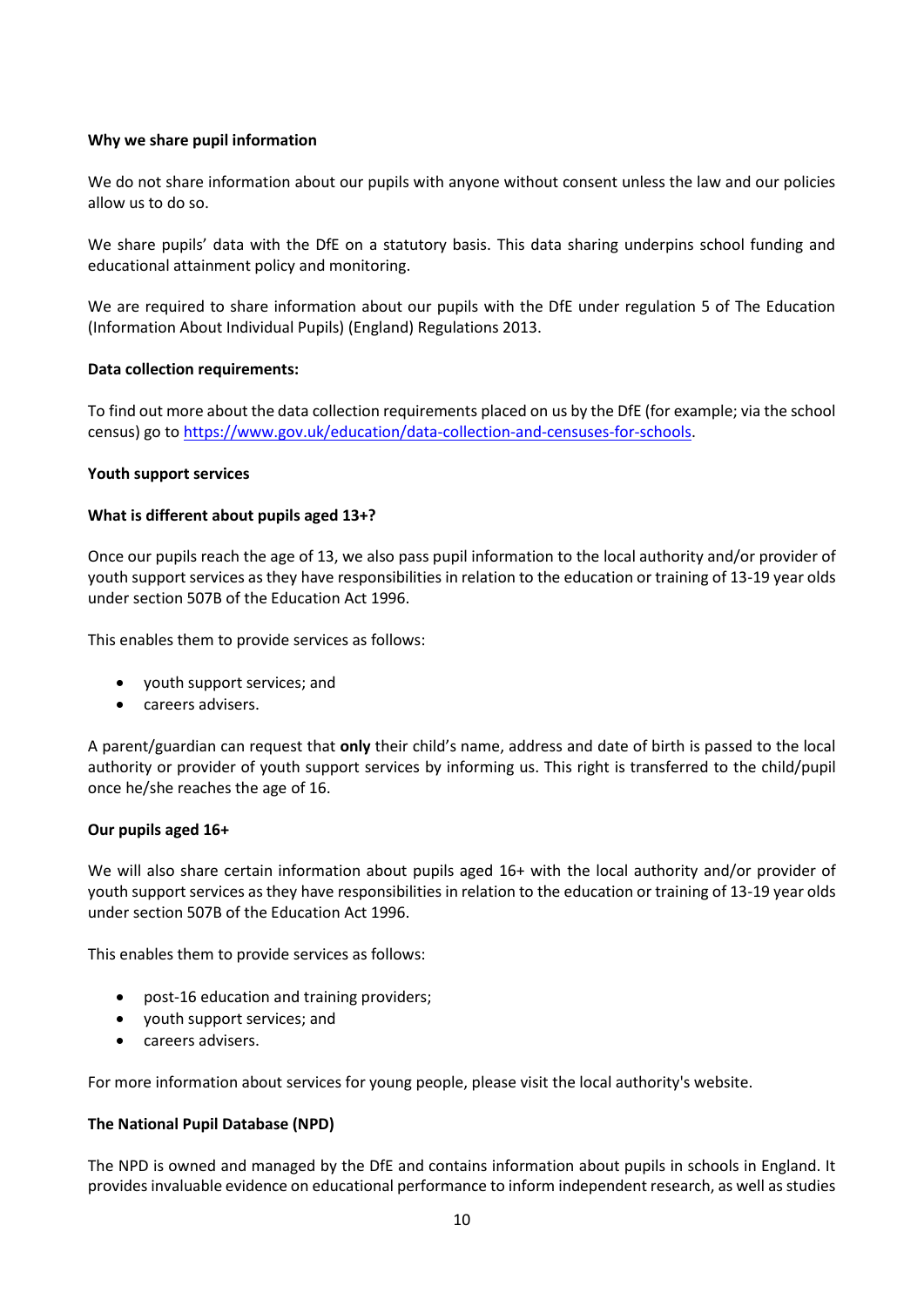**Why we share pupil information**

We do not share information about our pupils with anyone without consent unless the law and our policies allow us to do so.

We share pupils' data with the DfE on a statutory basis. This data sharing underpins school funding and educational attainment policy and monitoring.

We are required to share information about our pupils with the DfE under regulation 5 of The Education (Information About Individual Pupils) (England) Regulations 2013.

**Data collection requirements:**

To find out more about the data collection requirements placed on us by the DfE (for example; via the school census) go to [https://www.gov.uk/education/data-collection-and-censuses-for-schools](https://www.gov.uk/education/data-collection-and-censuses-for-schools).

**Youth support services**

**What is different about pupils aged 13+?**

Once our pupils reach the age of 13, we also pass pupil information to the local authority and/or provider of youth support services as they have responsibilities in relation to the education or training of 13-19 year olds under section 507B of the Education Act 1996.

This enables them to provide services as follows:

- youth support services; and
- careers advisers.

A parent/guardian can request that **only** their child's name, address and date of birth is passed to the local authority or provider of youth support services by informing us. This right is transferred to the child/pupil once he/she reaches the age of 16.

**Our pupils aged 16+**

We will also share certain information about pupils aged 16+ with the local authority and/or provider of youth support services as they have responsibilities in relation to the education or training of 13-19 year olds under section 507B of the Education Act 1996.

This enables them to provide services as follows:

- post-16 education and training providers;
- youth support services; and
- careers advisers.

For more information about services for young people, please visit the local authority's website.

**The National Pupil Database (NPD)**

The NPD is owned and managed by the DfE and contains information about pupils in schools in England. It provides invaluable evidence on educational performance to inform independent research, as well as studies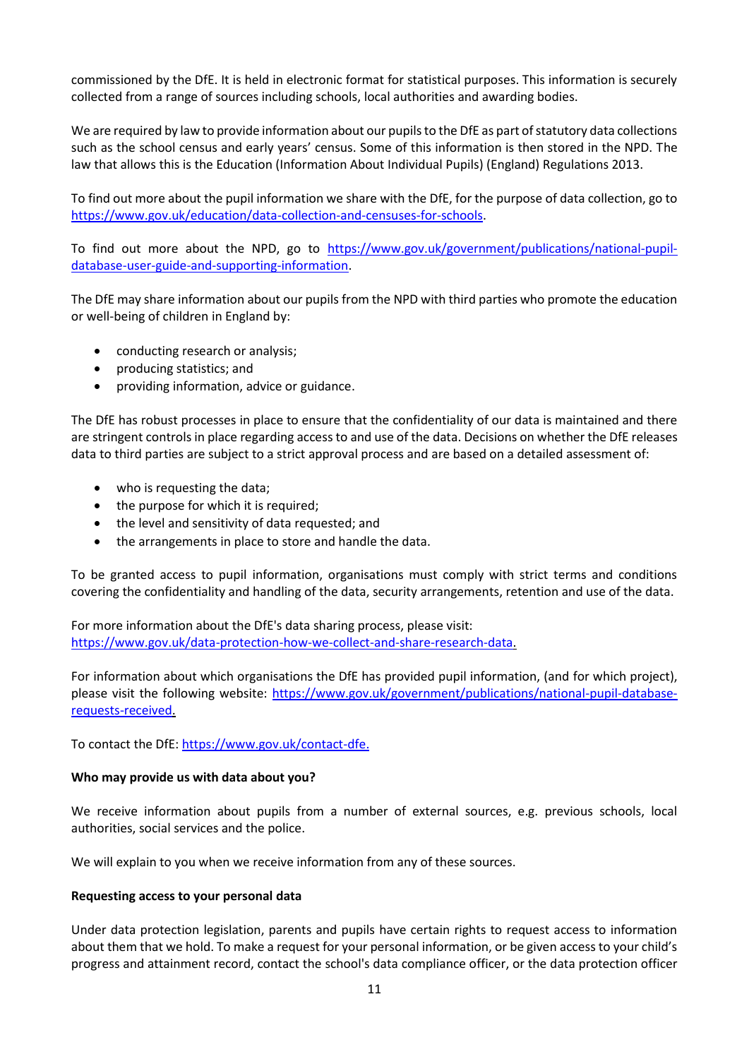commissioned by the DfE. It is held in electronic format for statistical purposes. This information is securely collected from a range of sources including schools, local authorities and awarding bodies.

We are required by law to provide information about our pupils to the DfE as part of statutory data collections such as the school census and early years' census. Some of this information is then stored in the NPD. The law that allows this is the Education (Information About Individual Pupils) (England) Regulations 2013.

To find out more about the pupil information we share with the DfE, for the purpose of data collection, go to https://www.gov.uk/education/data-collection-and-censuses-for-schools.

To find out more about the NPD, go to https://www.gov.uk/government/publications/national-pupil-database-user-guide-and-supporting-information.

The DfE may share information about our pupils from the NPD with third parties who promote the education or well-being of children in England by:

- conducting research or analysis;
- producing statistics; and
- providing information, advice or guidance.

The DfE has robust processes in place to ensure that the confidentiality of our data is maintained and there are stringent controls in place regarding access to and use of the data. Decisions on whether the DfE releases data to third parties are subject to a strict approval process and are based on a detailed assessment of:

- who is requesting the data;
- the purpose for which it is required;
- the level and sensitivity of data requested; and
- the arrangements in place to store and handle the data.

To be granted access to pupil information, organisations must comply with strict terms and conditions covering the confidentiality and handling of the data, security arrangements, retention and use of the data.

For more information about the DfE's data sharing process, please visit:
https://www.gov.uk/data-protection-how-we-collect-and-share-research-data.

For information about which organisations the DfE has provided pupil information, (and for which project), please visit the following website: https://www.gov.uk/government/publications/national-pupil-database-requests-received.

To contact the DfE: https://www.gov.uk/contact-dfe.

**Who may provide us with data about you?**

We receive information about pupils from a number of external sources, e.g. previous schools, local authorities, social services and the police.

We will explain to you when we receive information from any of these sources.

**Requesting access to your personal data**

Under data protection legislation, parents and pupils have certain rights to request access to information about them that we hold. To make a request for your personal information, or be given access to your child's progress and attainment record, contact the school's data compliance officer, or the data protection officer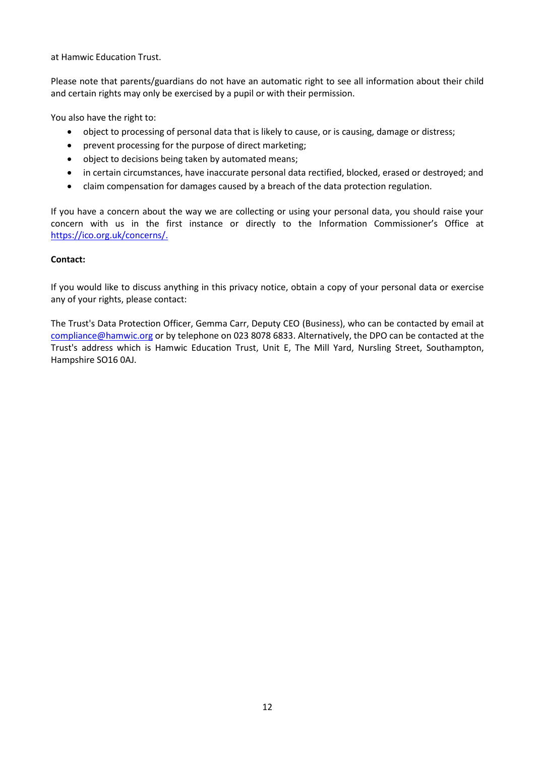at Hamwic Education Trust.

Please note that parents/guardians do not have an automatic right to see all information about their child and certain rights may only be exercised by a pupil or with their permission.

You also have the right to:

- object to processing of personal data that is likely to cause, or is causing, damage or distress;
- prevent processing for the purpose of direct marketing;
- object to decisions being taken by automated means;
- in certain circumstances, have inaccurate personal data rectified, blocked, erased or destroyed; and
- claim compensation for damages caused by a breach of the data protection regulation.

If you have a concern about the way we are collecting or using your personal data, you should raise your concern with us in the first instance or directly to the Information Commissioner's Office at [https://ico.org.uk/concerns/.](https://ico.org.uk/concerns/)

**Contact:**

If you would like to discuss anything in this privacy notice, obtain a copy of your personal data or exercise any of your rights, please contact:

The Trust's Data Protection Officer, Gemma Carr, Deputy CEO (Business), who can be contacted by email at [compliance@hamwic.org](mailto:compliance@hamwic.org) or by telephone on 023 8078 6833. Alternatively, the DPO can be contacted at the Trust's address which is Hamwic Education Trust, Unit E, The Mill Yard, Nursling Street, Southampton, Hampshire SO16 0AJ.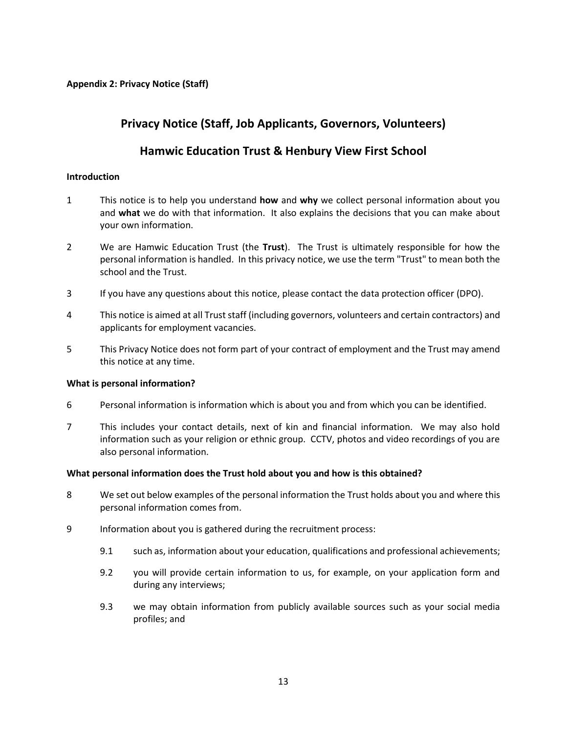**Appendix 2: Privacy Notice (Staff)**

## Privacy Notice (Staff, Job Applicants, Governors, Volunteers)

## Hamwic Education Trust & Henbury View First School

### Introduction

1 This notice is to help you understand **how** and **why** we collect personal information about you and **what** we do with that information. It also explains the decisions that you can make about your own information.

2 We are Hamwic Education Trust (the **Trust**). The Trust is ultimately responsible for how the personal information is handled. In this privacy notice, we use the term "Trust" to mean both the school and the Trust.

3 If you have any questions about this notice, please contact the data protection officer (DPO).

4 This notice is aimed at all Trust staff (including governors, volunteers and certain contractors) and applicants for employment vacancies.

5 This Privacy Notice does not form part of your contract of employment and the Trust may amend this notice at any time.

### What is personal information?

6 Personal information is information which is about you and from which you can be identified.

7 This includes your contact details, next of kin and financial information. We may also hold information such as your religion or ethnic group. CCTV, photos and video recordings of you are also personal information.

### What personal information does the Trust hold about you and how is this obtained?

8 We set out below examples of the personal information the Trust holds about you and where this personal information comes from.

9 Information about you is gathered during the recruitment process:

9.1 such as, information about your education, qualifications and professional achievements;

9.2 you will provide certain information to us, for example, on your application form and during any interviews;

9.3 we may obtain information from publicly available sources such as your social media profiles; and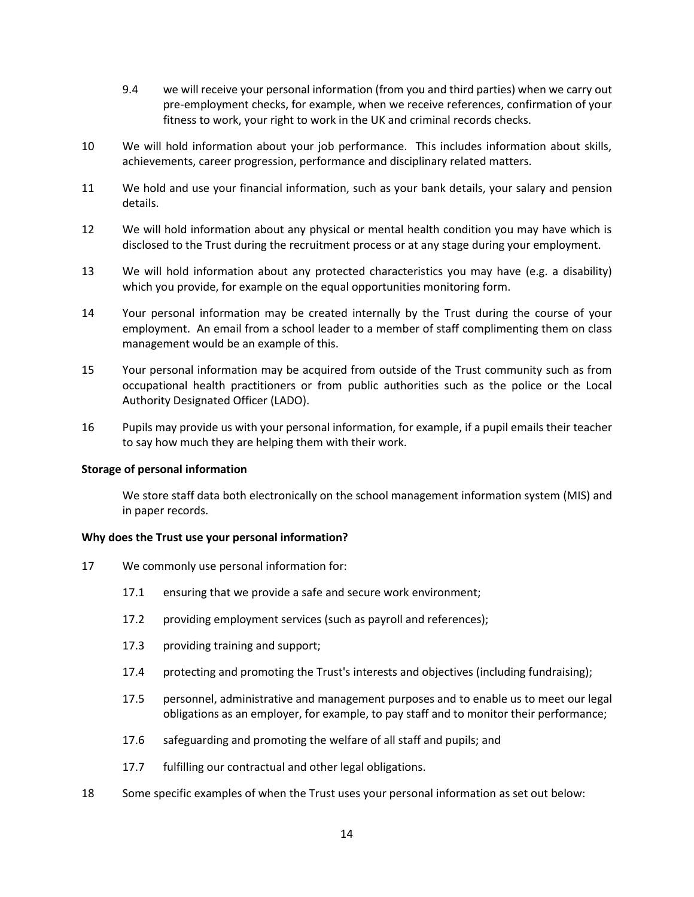9.4 we will receive your personal information (from you and third parties) when we carry out pre-employment checks, for example, when we receive references, confirmation of your fitness to work, your right to work in the UK and criminal records checks.

10 We will hold information about your job performance. This includes information about skills, achievements, career progression, performance and disciplinary related matters.

11 We hold and use your financial information, such as your bank details, your salary and pension details.

12 We will hold information about any physical or mental health condition you may have which is disclosed to the Trust during the recruitment process or at any stage during your employment.

13 We will hold information about any protected characteristics you may have (e.g. a disability) which you provide, for example on the equal opportunities monitoring form.

14 Your personal information may be created internally by the Trust during the course of your employment. An email from a school leader to a member of staff complimenting them on class management would be an example of this.

15 Your personal information may be acquired from outside of the Trust community such as from occupational health practitioners or from public authorities such as the police or the Local Authority Designated Officer (LADO).

16 Pupils may provide us with your personal information, for example, if a pupil emails their teacher to say how much they are helping them with their work.

**Storage of personal information**

We store staff data both electronically on the school management information system (MIS) and in paper records.

**Why does the Trust use your personal information?**

17 We commonly use personal information for:

17.1 ensuring that we provide a safe and secure work environment;

17.2 providing employment services (such as payroll and references);

17.3 providing training and support;

17.4 protecting and promoting the Trust's interests and objectives (including fundraising);

17.5 personnel, administrative and management purposes and to enable us to meet our legal obligations as an employer, for example, to pay staff and to monitor their performance;

17.6 safeguarding and promoting the welfare of all staff and pupils; and

17.7 fulfilling our contractual and other legal obligations.

18 Some specific examples of when the Trust uses your personal information as set out below: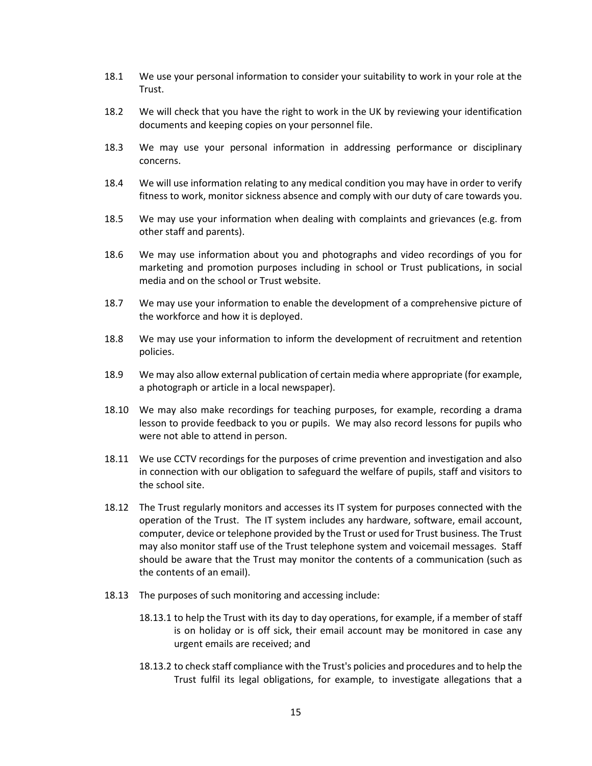18.1 We use your personal information to consider your suitability to work in your role at the Trust.

18.2 We will check that you have the right to work in the UK by reviewing your identification documents and keeping copies on your personnel file.

18.3 We may use your personal information in addressing performance or disciplinary concerns.

18.4 We will use information relating to any medical condition you may have in order to verify fitness to work, monitor sickness absence and comply with our duty of care towards you.

18.5 We may use your information when dealing with complaints and grievances (e.g. from other staff and parents).

18.6 We may use information about you and photographs and video recordings of you for marketing and promotion purposes including in school or Trust publications, in social media and on the school or Trust website.

18.7 We may use your information to enable the development of a comprehensive picture of the workforce and how it is deployed.

18.8 We may use your information to inform the development of recruitment and retention policies.

18.9 We may also allow external publication of certain media where appropriate (for example, a photograph or article in a local newspaper).

18.10 We may also make recordings for teaching purposes, for example, recording a drama lesson to provide feedback to you or pupils. We may also record lessons for pupils who were not able to attend in person.

18.11 We use CCTV recordings for the purposes of crime prevention and investigation and also in connection with our obligation to safeguard the welfare of pupils, staff and visitors to the school site.

18.12 The Trust regularly monitors and accesses its IT system for purposes connected with the operation of the Trust. The IT system includes any hardware, software, email account, computer, device or telephone provided by the Trust or used for Trust business. The Trust may also monitor staff use of the Trust telephone system and voicemail messages. Staff should be aware that the Trust may monitor the contents of a communication (such as the contents of an email).

18.13 The purposes of such monitoring and accessing include:

18.13.1 to help the Trust with its day to day operations, for example, if a member of staff is on holiday or is off sick, their email account may be monitored in case any urgent emails are received; and

18.13.2 to check staff compliance with the Trust's policies and procedures and to help the Trust fulfil its legal obligations, for example, to investigate allegations that a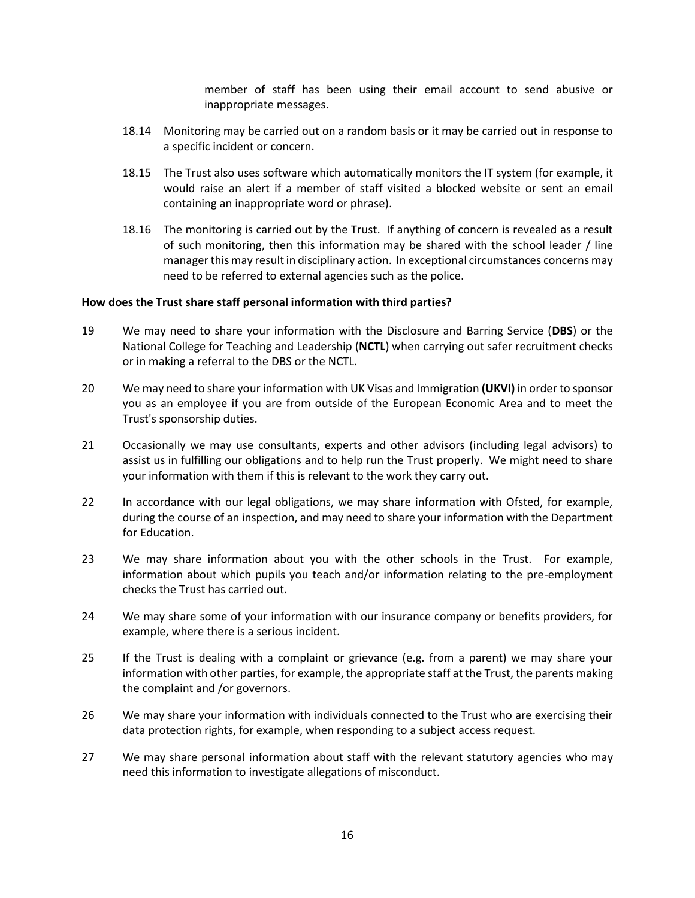member of staff has been using their email account to send abusive or inappropriate messages.

18.14 Monitoring may be carried out on a random basis or it may be carried out in response to a specific incident or concern.

18.15 The Trust also uses software which automatically monitors the IT system (for example, it would raise an alert if a member of staff visited a blocked website or sent an email containing an inappropriate word or phrase).

18.16 The monitoring is carried out by the Trust. If anything of concern is revealed as a result of such monitoring, then this information may be shared with the school leader / line manager this may result in disciplinary action. In exceptional circumstances concerns may need to be referred to external agencies such as the police.

**How does the Trust share staff personal information with third parties?**

19 We may need to share your information with the Disclosure and Barring Service (**DBS**) or the National College for Teaching and Leadership (**NCTL**) when carrying out safer recruitment checks or in making a referral to the DBS or the NCTL.

20 We may need to share your information with UK Visas and Immigration **(UKVI)** in order to sponsor you as an employee if you are from outside of the European Economic Area and to meet the Trust's sponsorship duties.

21 Occasionally we may use consultants, experts and other advisors (including legal advisors) to assist us in fulfilling our obligations and to help run the Trust properly. We might need to share your information with them if this is relevant to the work they carry out.

22 In accordance with our legal obligations, we may share information with Ofsted, for example, during the course of an inspection, and may need to share your information with the Department for Education.

23 We may share information about you with the other schools in the Trust. For example, information about which pupils you teach and/or information relating to the pre-employment checks the Trust has carried out.

24 We may share some of your information with our insurance company or benefits providers, for example, where there is a serious incident.

25 If the Trust is dealing with a complaint or grievance (e.g. from a parent) we may share your information with other parties, for example, the appropriate staff at the Trust, the parents making the complaint and /or governors.

26 We may share your information with individuals connected to the Trust who are exercising their data protection rights, for example, when responding to a subject access request.

27 We may share personal information about staff with the relevant statutory agencies who may need this information to investigate allegations of misconduct.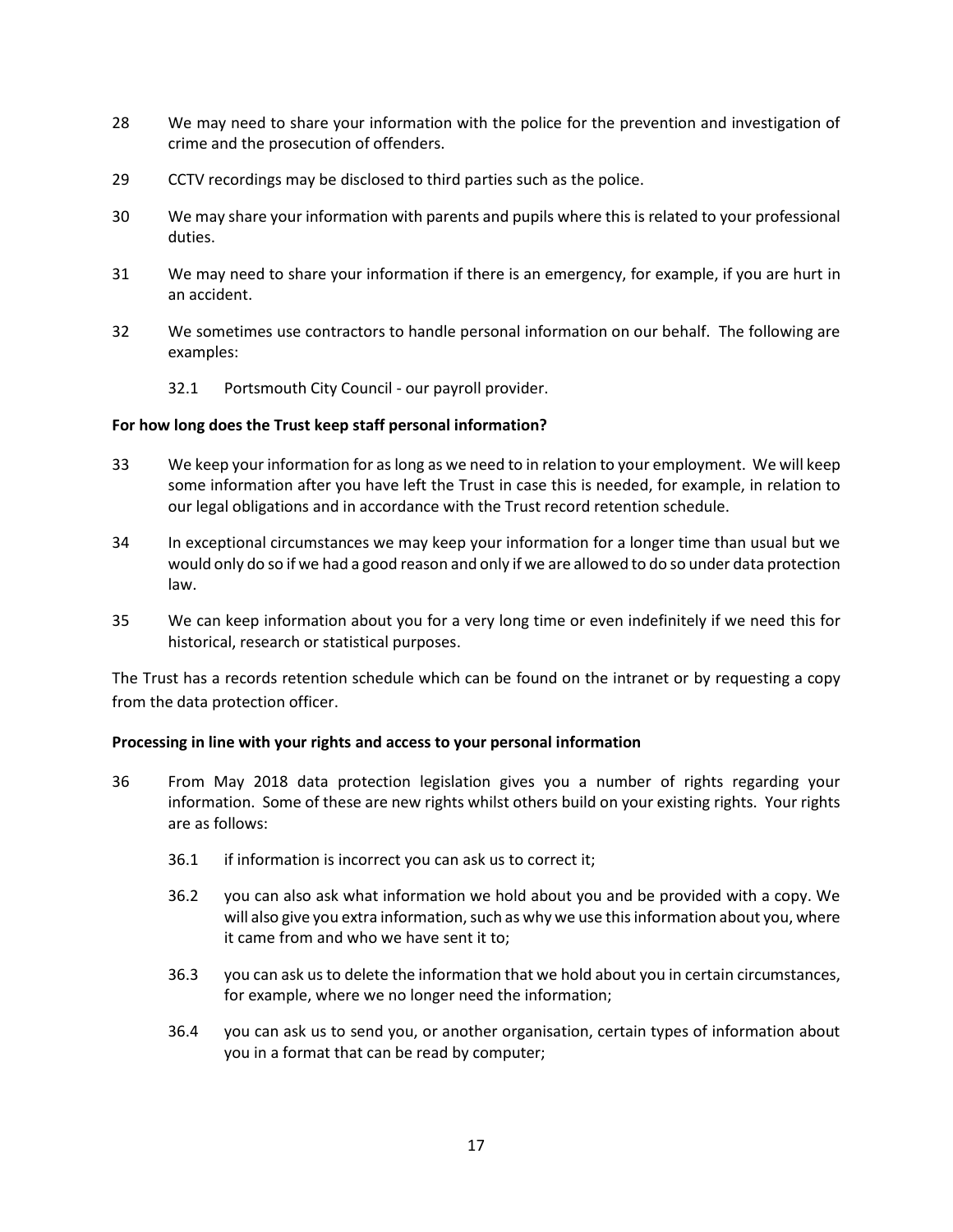28 We may need to share your information with the police for the prevention and investigation of crime and the prosecution of offenders.

29 CCTV recordings may be disclosed to third parties such as the police.

30 We may share your information with parents and pupils where this is related to your professional duties.

31 We may need to share your information if there is an emergency, for example, if you are hurt in an accident.

32 We sometimes use contractors to handle personal information on our behalf. The following are examples:

  32.1 Portsmouth City Council - our payroll provider.

**For how long does the Trust keep staff personal information?**

33 We keep your information for as long as we need to in relation to your employment. We will keep some information after you have left the Trust in case this is needed, for example, in relation to our legal obligations and in accordance with the Trust record retention schedule.

34 In exceptional circumstances we may keep your information for a longer time than usual but we would only do so if we had a good reason and only if we are allowed to do so under data protection law.

35 We can keep information about you for a very long time or even indefinitely if we need this for historical, research or statistical purposes.

The Trust has a records retention schedule which can be found on the intranet or by requesting a copy from the data protection officer.

**Processing in line with your rights and access to your personal information**

36 From May 2018 data protection legislation gives you a number of rights regarding your information. Some of these are new rights whilst others build on your existing rights. Your rights are as follows:

  36.1 if information is incorrect you can ask us to correct it;

  36.2 you can also ask what information we hold about you and be provided with a copy. We will also give you extra information, such as why we use this information about you, where it came from and who we have sent it to;

  36.3 you can ask us to delete the information that we hold about you in certain circumstances, for example, where we no longer need the information;

  36.4 you can ask us to send you, or another organisation, certain types of information about you in a format that can be read by computer;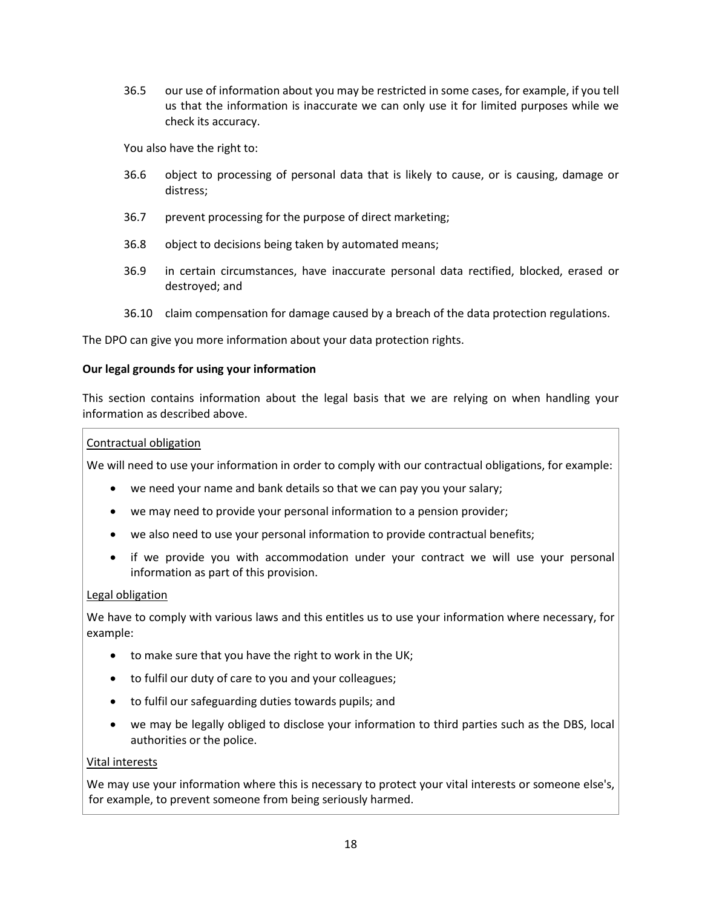36.5 our use of information about you may be restricted in some cases, for example, if you tell us that the information is inaccurate we can only use it for limited purposes while we check its accuracy.

You also have the right to:

36.6 object to processing of personal data that is likely to cause, or is causing, damage or distress;

36.7 prevent processing for the purpose of direct marketing;

36.8 object to decisions being taken by automated means;

36.9 in certain circumstances, have inaccurate personal data rectified, blocked, erased or destroyed; and

36.10 claim compensation for damage caused by a breach of the data protection regulations.

The DPO can give you more information about your data protection rights.

**Our legal grounds for using your information**

This section contains information about the legal basis that we are relying on when handling your information as described above.

Contractual obligation

We will need to use your information in order to comply with our contractual obligations, for example:

- we need your name and bank details so that we can pay you your salary;
- we may need to provide your personal information to a pension provider;
- we also need to use your personal information to provide contractual benefits;
- if we provide you with accommodation under your contract we will use your personal information as part of this provision.

Legal obligation

We have to comply with various laws and this entitles us to use your information where necessary, for example:

- to make sure that you have the right to work in the UK;
- to fulfil our duty of care to you and your colleagues;
- to fulfil our safeguarding duties towards pupils; and
- we may be legally obliged to disclose your information to third parties such as the DBS, local authorities or the police.

Vital interests

We may use your information where this is necessary to protect your vital interests or someone else's, for example, to prevent someone from being seriously harmed.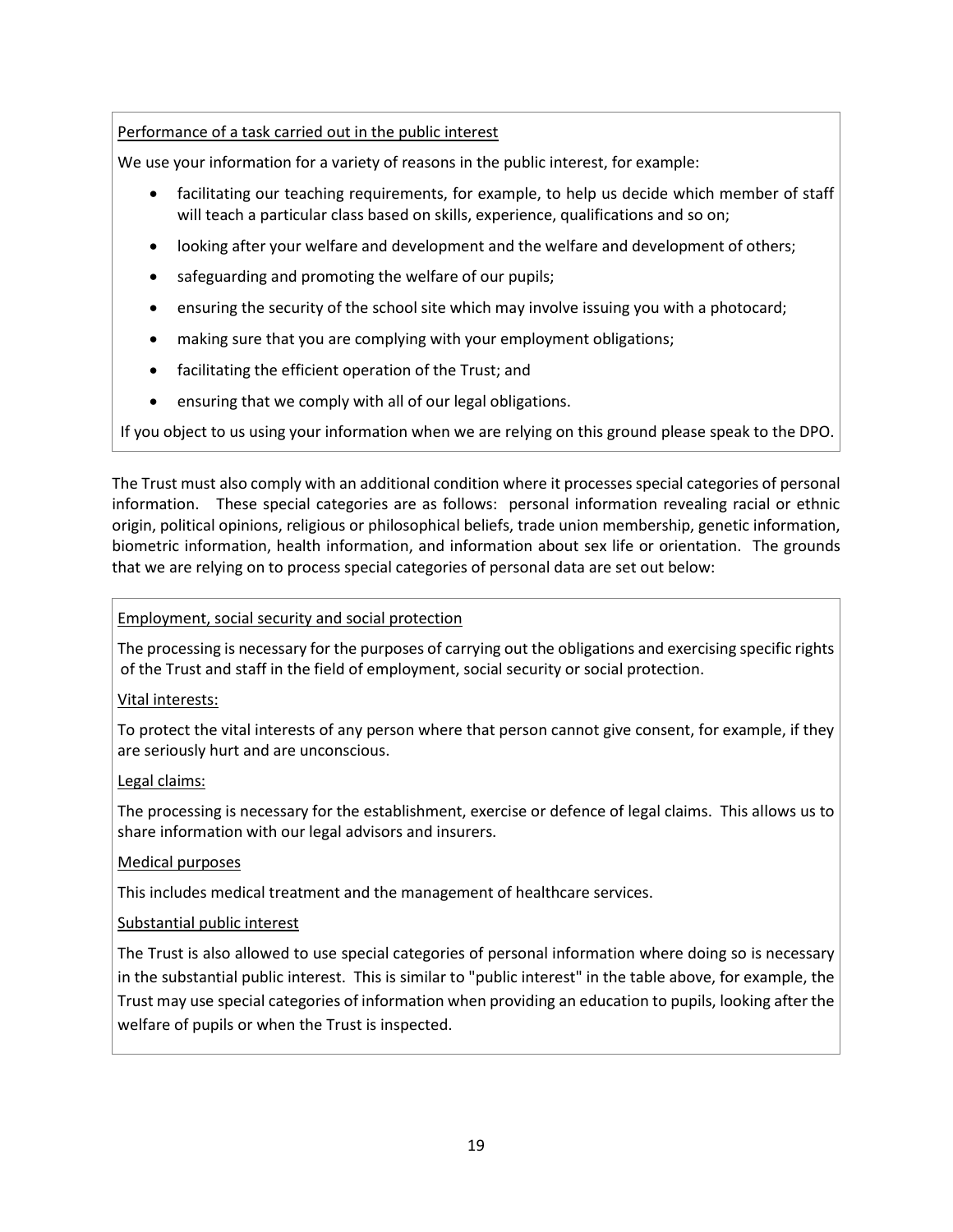<u>Performance of a task carried out in the public interest</u>

We use your information for a variety of reasons in the public interest, for example:

- facilitating our teaching requirements, for example, to help us decide which member of staff will teach a particular class based on skills, experience, qualifications and so on;
- looking after your welfare and development and the welfare and development of others;
- safeguarding and promoting the welfare of our pupils;
- ensuring the security of the school site which may involve issuing you with a photocard;
- making sure that you are complying with your employment obligations;
- facilitating the efficient operation of the Trust; and
- ensuring that we comply with all of our legal obligations.

If you object to us using your information when we are relying on this ground please speak to the DPO.

The Trust must also comply with an additional condition where it processes special categories of personal information. These special categories are as follows: personal information revealing racial or ethnic origin, political opinions, religious or philosophical beliefs, trade union membership, genetic information, biometric information, health information, and information about sex life or orientation. The grounds that we are relying on to process special categories of personal data are set out below:

<u>Employment, social security and social protection</u>

The processing is necessary for the purposes of carrying out the obligations and exercising specific rights of the Trust and staff in the field of employment, social security or social protection.

<u>Vital interests:</u>

To protect the vital interests of any person where that person cannot give consent, for example, if they are seriously hurt and are unconscious.

<u>Legal claims:</u>

The processing is necessary for the establishment, exercise or defence of legal claims. This allows us to share information with our legal advisors and insurers.

<u>Medical purposes</u>

This includes medical treatment and the management of healthcare services.

<u>Substantial public interest</u>

The Trust is also allowed to use special categories of personal information where doing so is necessary in the substantial public interest. This is similar to "public interest" in the table above, for example, the Trust may use special categories of information when providing an education to pupils, looking after the welfare of pupils or when the Trust is inspected.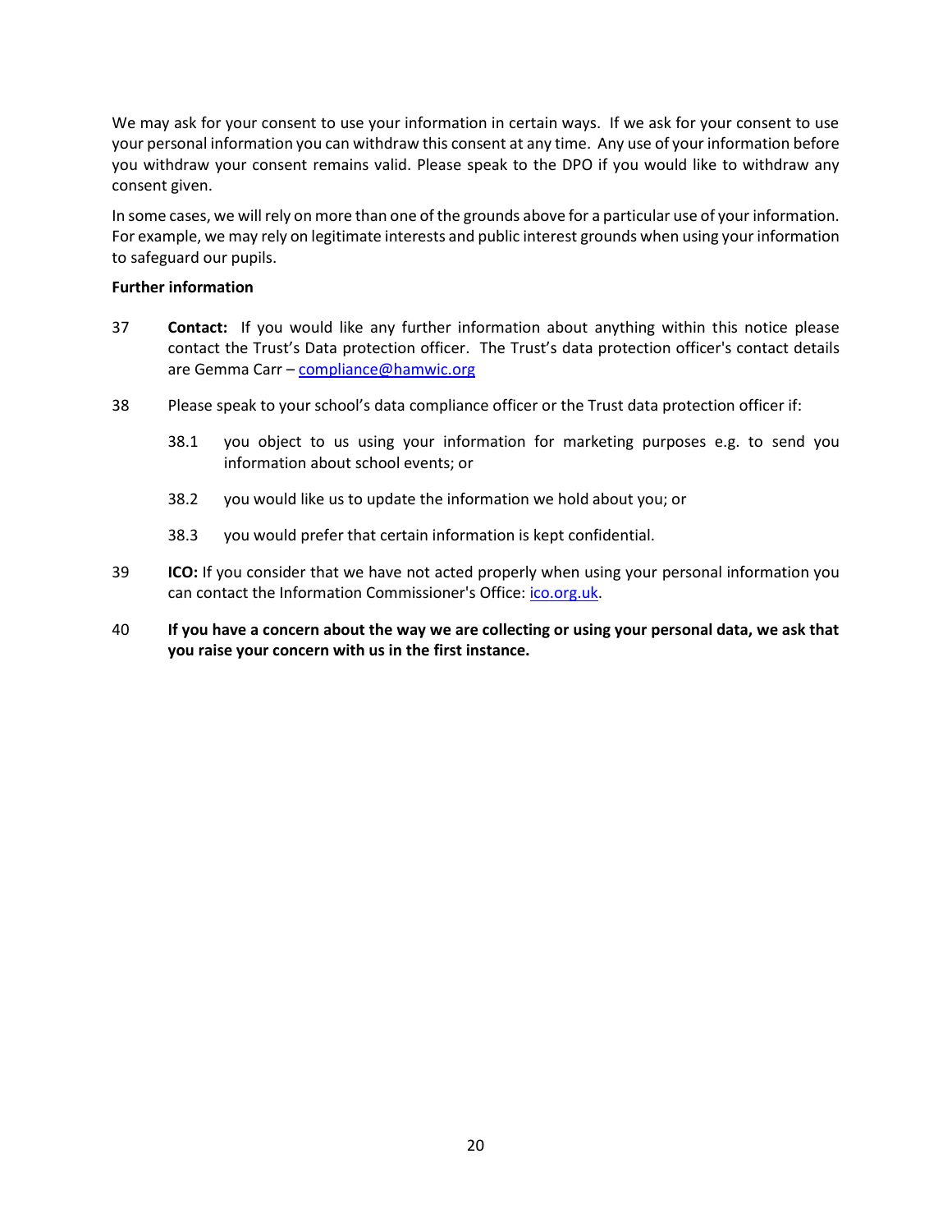We may ask for your consent to use your information in certain ways. If we ask for your consent to use your personal information you can withdraw this consent at any time. Any use of your information before you withdraw your consent remains valid. Please speak to the DPO if you would like to withdraw any consent given.

In some cases, we will rely on more than one of the grounds above for a particular use of your information. For example, we may rely on legitimate interests and public interest grounds when using your information to safeguard our pupils.

**Further information**

37 **Contact:** If you would like any further information about anything within this notice please contact the Trust's Data protection officer. The Trust's data protection officer's contact details are Gemma Carr – [compliance@hamwic.org](mailto:compliance@hamwic.org)

38 Please speak to your school's data compliance officer or the Trust data protection officer if:

38.1 you object to us using your information for marketing purposes e.g. to send you information about school events; or

38.2 you would like us to update the information we hold about you; or

38.3 you would prefer that certain information is kept confidential.

39 **ICO:** If you consider that we have not acted properly when using your personal information you can contact the Information Commissioner's Office: [ico.org.uk](https://ico.org.uk).

40 **If you have a concern about the way we are collecting or using your personal data, we ask that you raise your concern with us in the first instance.**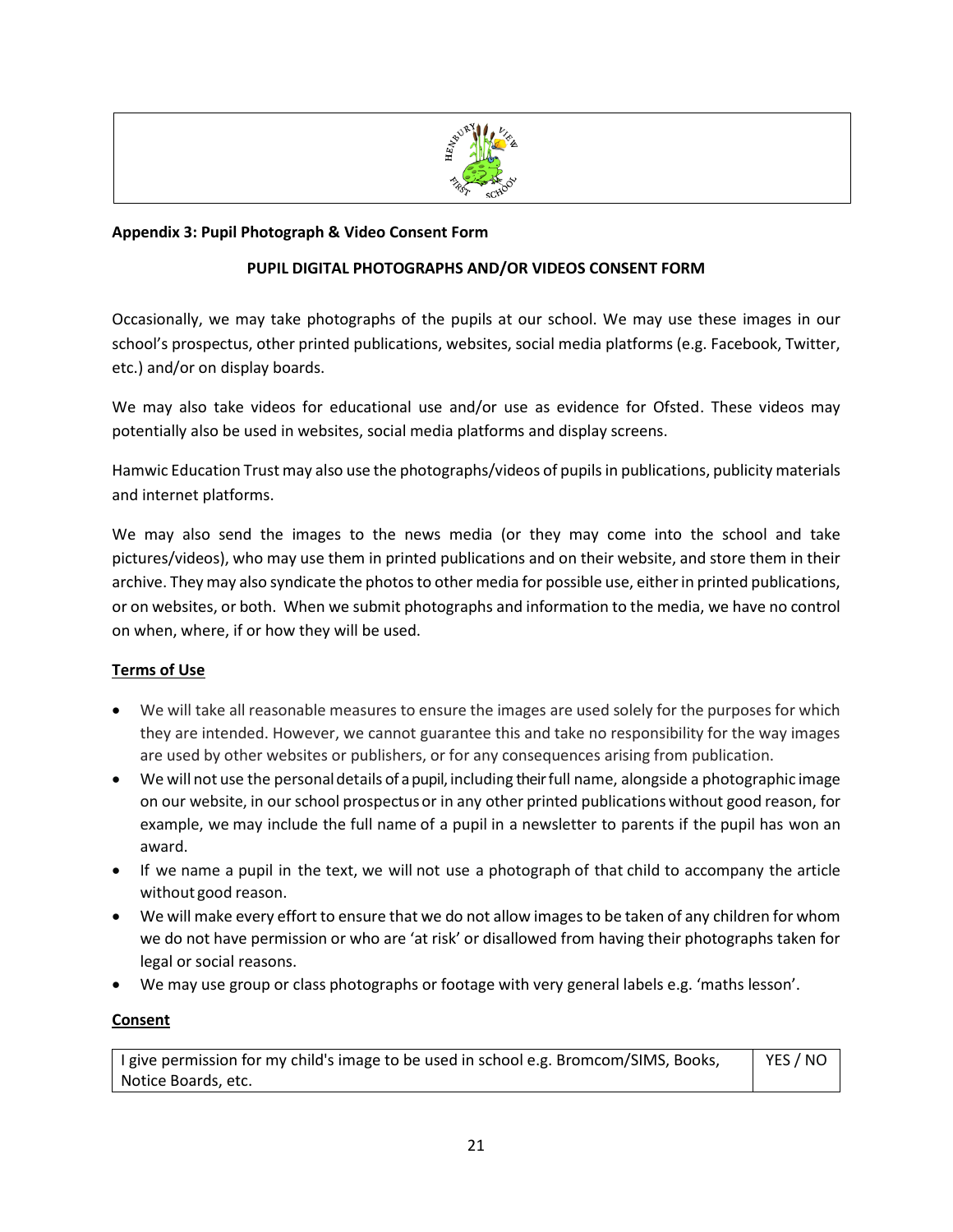**Appendix 3: Pupil Photograph & Video Consent Form**

**PUPIL DIGITAL PHOTOGRAPHS AND/OR VIDEOS CONSENT FORM**

Occasionally, we may take photographs of the pupils at our school. We may use these images in our school's prospectus, other printed publications, websites, social media platforms (e.g. Facebook, Twitter, etc.) and/or on display boards.

We may also take videos for educational use and/or use as evidence for Ofsted. These videos may potentially also be used in websites, social media platforms and display screens.

Hamwic Education Trust may also use the photographs/videos of pupils in publications, publicity materials and internet platforms.

We may also send the images to the news media (or they may come into the school and take pictures/videos), who may use them in printed publications and on their website, and store them in their archive. They may also syndicate the photos to other media for possible use, either in printed publications, or on websites, or both. When we submit photographs and information to the media, we have no control on when, where, if or how they will be used.

**Terms of Use**

- We will take all reasonable measures to ensure the images are used solely for the purposes for which they are intended. However, we cannot guarantee this and take no responsibility for the way images are used by other websites or publishers, or for any consequences arising from publication.
- We will not use the personal details of a pupil, including their full name, alongside a photographic image on our website, in our school prospectus or in any other printed publications without good reason, for example, we may include the full name of a pupil in a newsletter to parents if the pupil has won an award.
- If we name a pupil in the text, we will not use a photograph of that child to accompany the article without good reason.
- We will make every effort to ensure that we do not allow images to be taken of any children for whom we do not have permission or who are 'at risk' or disallowed from having their photographs taken for legal or social reasons.
- We may use group or class photographs or footage with very general labels e.g. 'maths lesson'.

**Consent**

| I give permission for my child's image to be used in school e.g. Bromcom/SIMS, Books, Notice Boards, etc. | YES / NO |
| --- | --- |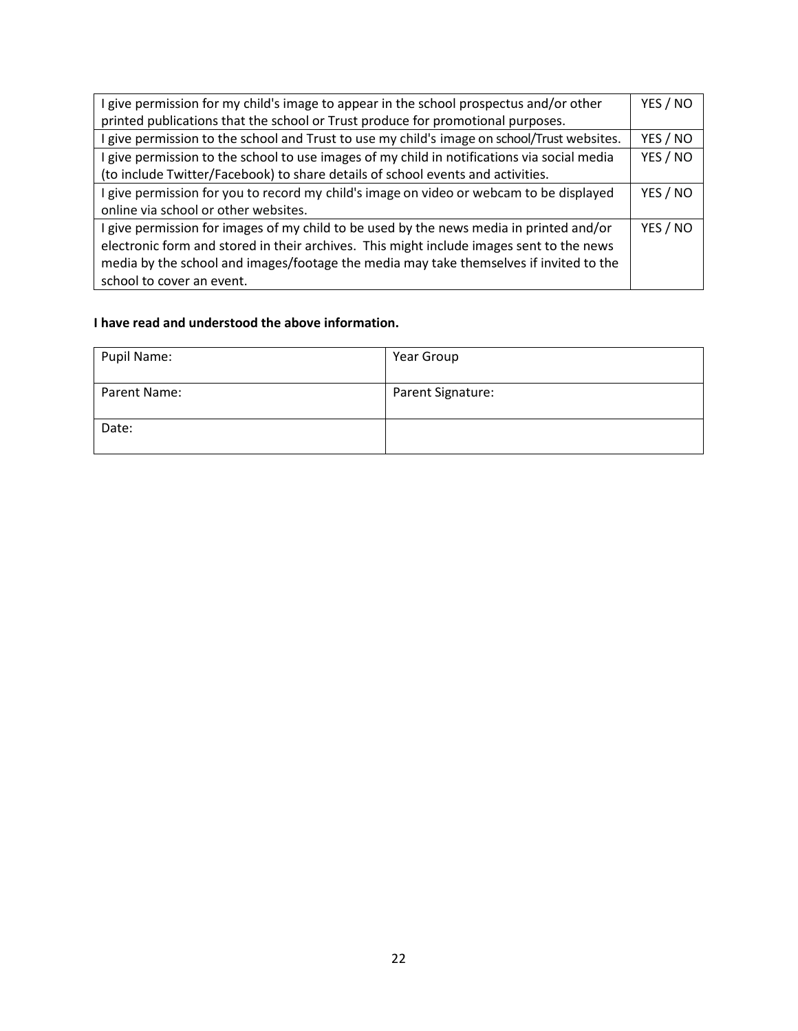| | |
|---|---|
| I give permission for my child's image to appear in the school prospectus and/or other printed publications that the school or Trust produce for promotional purposes. | YES / NO |
| I give permission to the school and Trust to use my child's image on school/Trust websites. | YES / NO |
| I give permission to the school to use images of my child in notifications via social media (to include Twitter/Facebook) to share details of school events and activities. | YES / NO |
| I give permission for you to record my child's image on video or webcam to be displayed online via school or other websites. | YES / NO |
| I give permission for images of my child to be used by the news media in printed and/or electronic form and stored in their archives. This might include images sent to the news media by the school and images/footage the media may take themselves if invited to the school to cover an event. | YES / NO |

**I have read and understood the above information.**

| | |
|---|---|
| Pupil Name: | Year Group |
| Parent Name: | Parent Signature: |
| Date: | |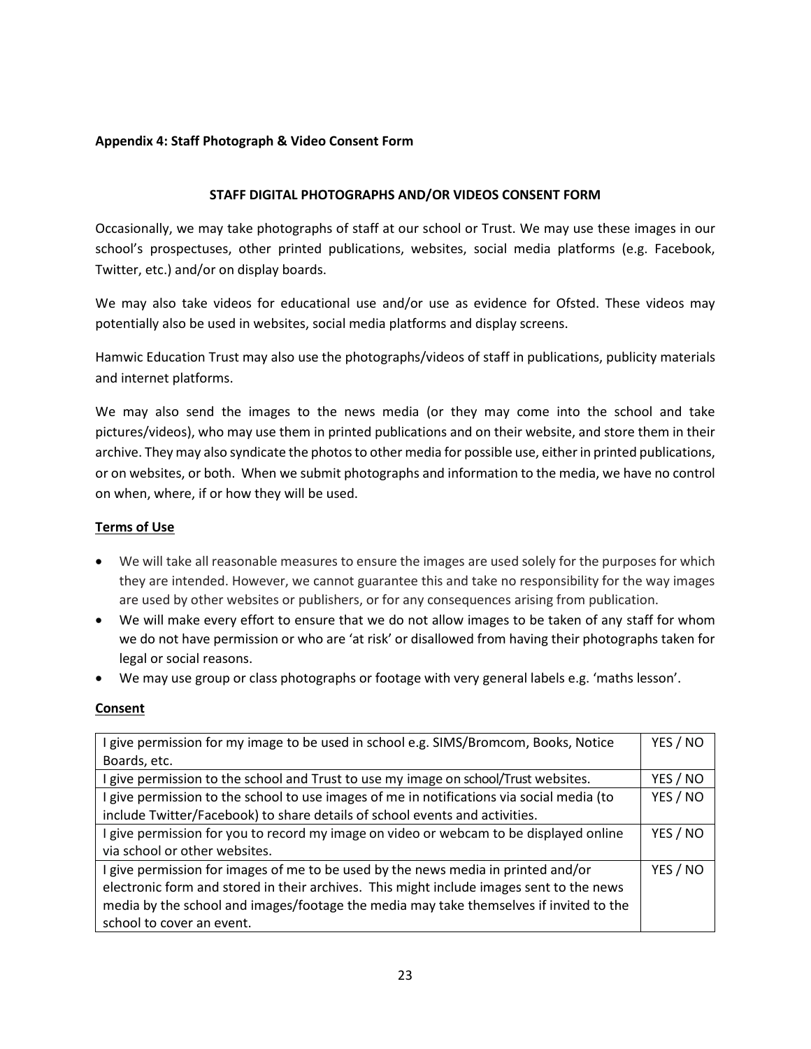**Appendix 4: Staff Photograph & Video Consent Form**

**STAFF DIGITAL PHOTOGRAPHS AND/OR VIDEOS CONSENT FORM**

Occasionally, we may take photographs of staff at our school or Trust. We may use these images in our school's prospectuses, other printed publications, websites, social media platforms (e.g. Facebook, Twitter, etc.) and/or on display boards.

We may also take videos for educational use and/or use as evidence for Ofsted. These videos may potentially also be used in websites, social media platforms and display screens.

Hamwic Education Trust may also use the photographs/videos of staff in publications, publicity materials and internet platforms.

We may also send the images to the news media (or they may come into the school and take pictures/videos), who may use them in printed publications and on their website, and store them in their archive. They may also syndicate the photos to other media for possible use, either in printed publications, or on websites, or both. When we submit photographs and information to the media, we have no control on when, where, if or how they will be used.

**Terms of Use**

- We will take all reasonable measures to ensure the images are used solely for the purposes for which they are intended. However, we cannot guarantee this and take no responsibility for the way images are used by other websites or publishers, or for any consequences arising from publication.
- We will make every effort to ensure that we do not allow images to be taken of any staff for whom we do not have permission or who are 'at risk' or disallowed from having their photographs taken for legal or social reasons.
- We may use group or class photographs or footage with very general labels e.g. 'maths lesson'.

**Consent**

| | |
|---|---|
| I give permission for my image to be used in school e.g. SIMS/Bromcom, Books, Notice Boards, etc. | YES / NO |
| I give permission to the school and Trust to use my image on school/Trust websites. | YES / NO |
| I give permission to the school to use images of me in notifications via social media (to include Twitter/Facebook) to share details of school events and activities. | YES / NO |
| I give permission for you to record my image on video or webcam to be displayed online via school or other websites. | YES / NO |
| I give permission for images of me to be used by the news media in printed and/or electronic form and stored in their archives. This might include images sent to the news media by the school and images/footage the media may take themselves if invited to the school to cover an event. | YES / NO |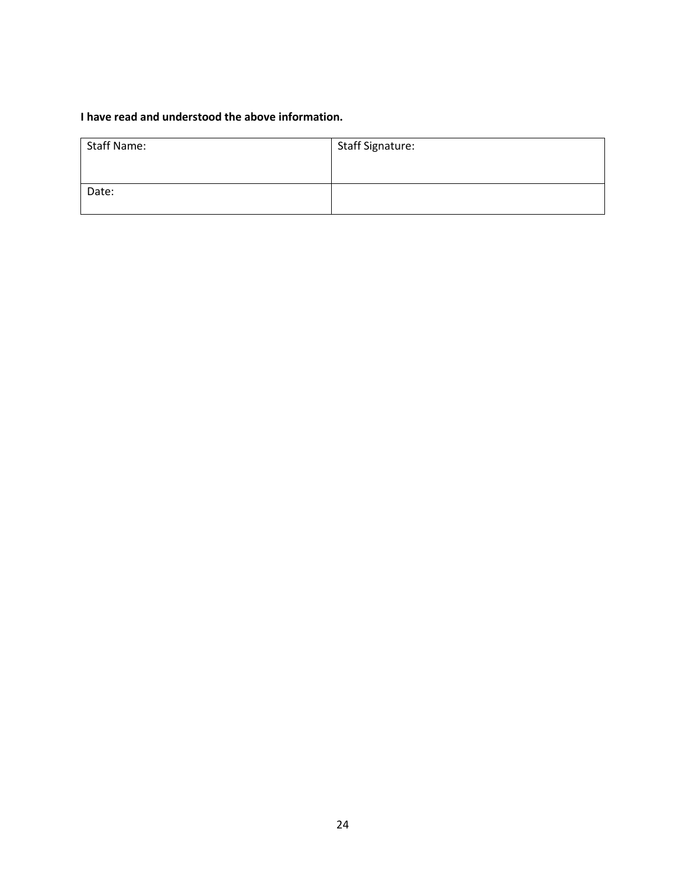**I have read and understood the above information.**

| Staff Name: | Staff Signature: |
| --- | --- |
| Date: | |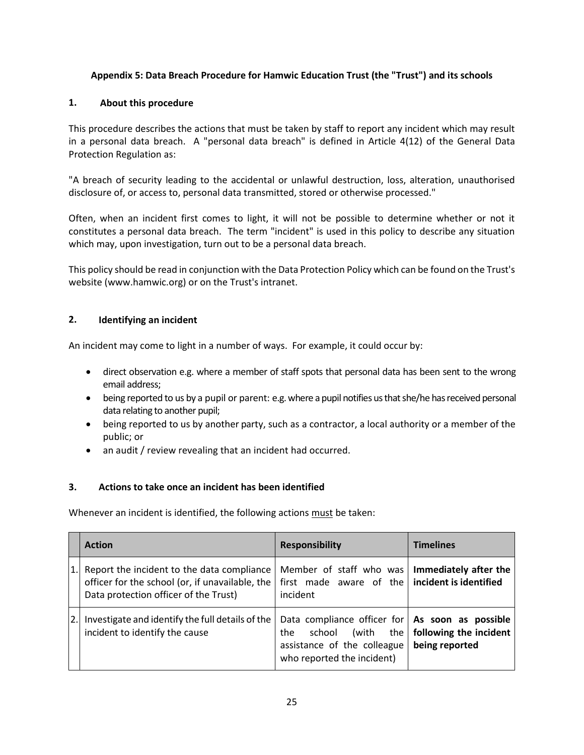**Appendix 5: Data Breach Procedure for Hamwic Education Trust (the "Trust") and its schools**

## 1. About this procedure

This procedure describes the actions that must be taken by staff to report any incident which may result in a personal data breach. A "personal data breach" is defined in Article 4(12) of the General Data Protection Regulation as:

"A breach of security leading to the accidental or unlawful destruction, loss, alteration, unauthorised disclosure of, or access to, personal data transmitted, stored or otherwise processed."

Often, when an incident first comes to light, it will not be possible to determine whether or not it constitutes a personal data breach. The term "incident" is used in this policy to describe any situation which may, upon investigation, turn out to be a personal data breach.

This policy should be read in conjunction with the Data Protection Policy which can be found on the Trust's website (www.hamwic.org) or on the Trust's intranet.

## 2. Identifying an incident

An incident may come to light in a number of ways. For example, it could occur by:

- direct observation e.g. where a member of staff spots that personal data has been sent to the wrong email address;
- being reported to us by a pupil or parent: e.g. where a pupil notifies us that she/he has received personal data relating to another pupil;
- being reported to us by another party, such as a contractor, a local authority or a member of the public; or
- an audit / review revealing that an incident had occurred.

## 3. Actions to take once an incident has been identified

Whenever an incident is identified, the following actions must be taken:

| | Action | Responsibility | Timelines |
|---|---|---|---|
| 1. | Report the incident to the data compliance officer for the school (or, if unavailable, the Data protection officer of the Trust) | Member of staff who was first made aware of the incident | **Immediately after the incident is identified** |
| 2. | Investigate and identify the full details of the incident to identify the cause | Data compliance officer for the school (with the assistance of the colleague who reported the incident) | **As soon as possible following the incident being reported** |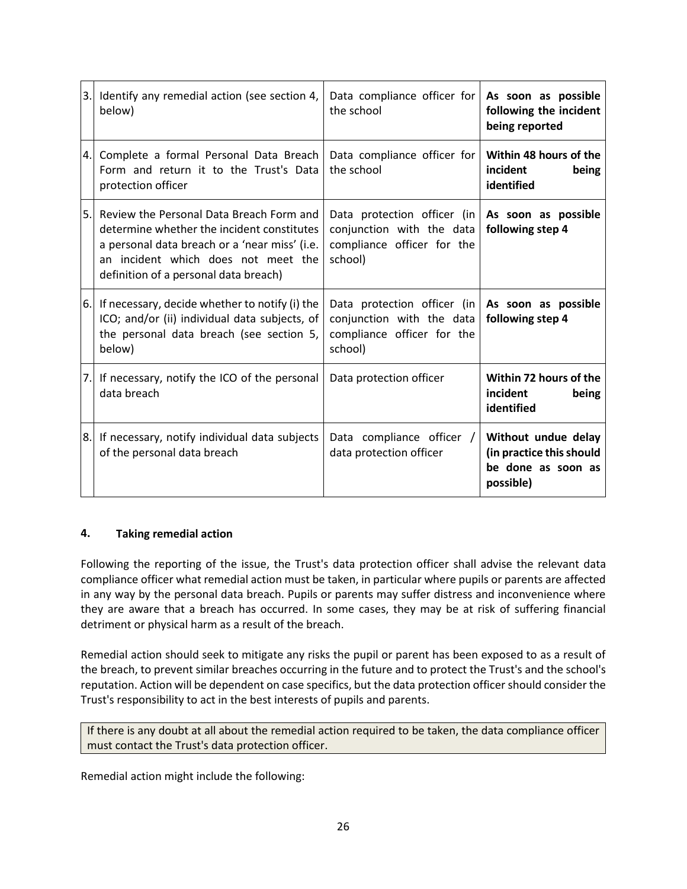| | | | |
|---|---|---|---|
| 3. | Identify any remedial action (see section 4, below) | Data compliance officer for the school | **As soon as possible following the incident being reported** |
| 4. | Complete a formal Personal Data Breach Form and return it to the Trust's Data protection officer | Data compliance officer for the school | **Within 48 hours of the incident being identified** |
| 5. | Review the Personal Data Breach Form and determine whether the incident constitutes a personal data breach or a 'near miss' (i.e. an incident which does not meet the definition of a personal data breach) | Data protection officer (in conjunction with the data compliance officer for the school) | **As soon as possible following step 4** |
| 6. | If necessary, decide whether to notify (i) the ICO; and/or (ii) individual data subjects, of the personal data breach (see section 5, below) | Data protection officer (in conjunction with the data compliance officer for the school) | **As soon as possible following step 4** |
| 7. | If necessary, notify the ICO of the personal data breach | Data protection officer | **Within 72 hours of the incident being identified** |
| 8. | If necessary, notify individual data subjects of the personal data breach | Data compliance officer / data protection officer | **Without undue delay (in practice this should be done as soon as possible)** |

#### 4. Taking remedial action

Following the reporting of the issue, the Trust's data protection officer shall advise the relevant data compliance officer what remedial action must be taken, in particular where pupils or parents are affected in any way by the personal data breach. Pupils or parents may suffer distress and inconvenience where they are aware that a breach has occurred. In some cases, they may be at risk of suffering financial detriment or physical harm as a result of the breach.

Remedial action should seek to mitigate any risks the pupil or parent has been exposed to as a result of the breach, to prevent similar breaches occurring in the future and to protect the Trust's and the school's reputation. Action will be dependent on case specifics, but the data protection officer should consider the Trust's responsibility to act in the best interests of pupils and parents.

> If there is any doubt at all about the remedial action required to be taken, the data compliance officer must contact the Trust's data protection officer.

Remedial action might include the following: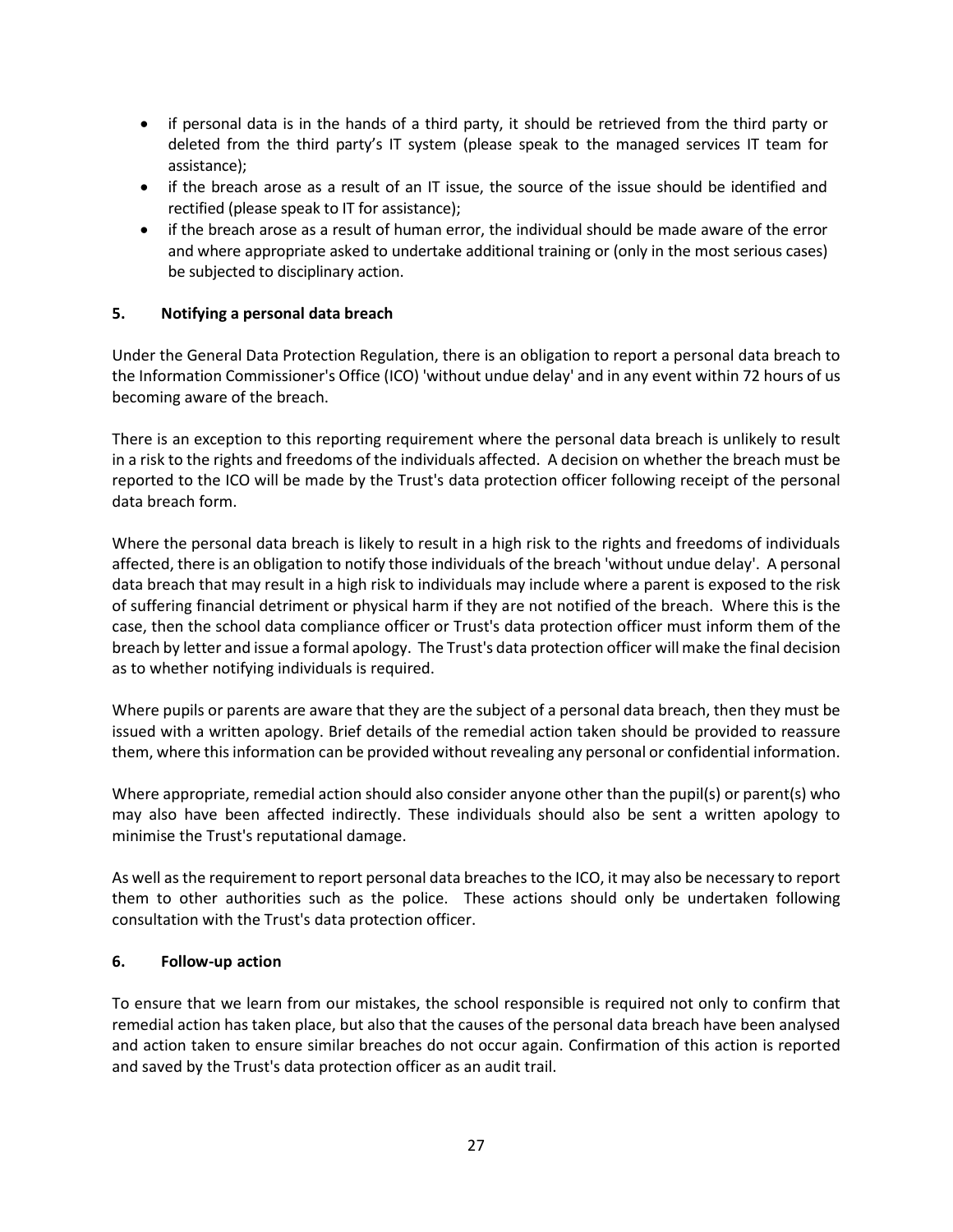- if personal data is in the hands of a third party, it should be retrieved from the third party or deleted from the third party's IT system (please speak to the managed services IT team for assistance);
- if the breach arose as a result of an IT issue, the source of the issue should be identified and rectified (please speak to IT for assistance);
- if the breach arose as a result of human error, the individual should be made aware of the error and where appropriate asked to undertake additional training or (only in the most serious cases) be subjected to disciplinary action.

### 5. Notifying a personal data breach

Under the General Data Protection Regulation, there is an obligation to report a personal data breach to the Information Commissioner's Office (ICO) 'without undue delay' and in any event within 72 hours of us becoming aware of the breach.

There is an exception to this reporting requirement where the personal data breach is unlikely to result in a risk to the rights and freedoms of the individuals affected. A decision on whether the breach must be reported to the ICO will be made by the Trust's data protection officer following receipt of the personal data breach form.

Where the personal data breach is likely to result in a high risk to the rights and freedoms of individuals affected, there is an obligation to notify those individuals of the breach 'without undue delay'. A personal data breach that may result in a high risk to individuals may include where a parent is exposed to the risk of suffering financial detriment or physical harm if they are not notified of the breach. Where this is the case, then the school data compliance officer or Trust's data protection officer must inform them of the breach by letter and issue a formal apology. The Trust's data protection officer will make the final decision as to whether notifying individuals is required.

Where pupils or parents are aware that they are the subject of a personal data breach, then they must be issued with a written apology. Brief details of the remedial action taken should be provided to reassure them, where this information can be provided without revealing any personal or confidential information.

Where appropriate, remedial action should also consider anyone other than the pupil(s) or parent(s) who may also have been affected indirectly. These individuals should also be sent a written apology to minimise the Trust's reputational damage.

As well as the requirement to report personal data breaches to the ICO, it may also be necessary to report them to other authorities such as the police. These actions should only be undertaken following consultation with the Trust's data protection officer.

### 6. Follow-up action

To ensure that we learn from our mistakes, the school responsible is required not only to confirm that remedial action has taken place, but also that the causes of the personal data breach have been analysed and action taken to ensure similar breaches do not occur again. Confirmation of this action is reported and saved by the Trust's data protection officer as an audit trail.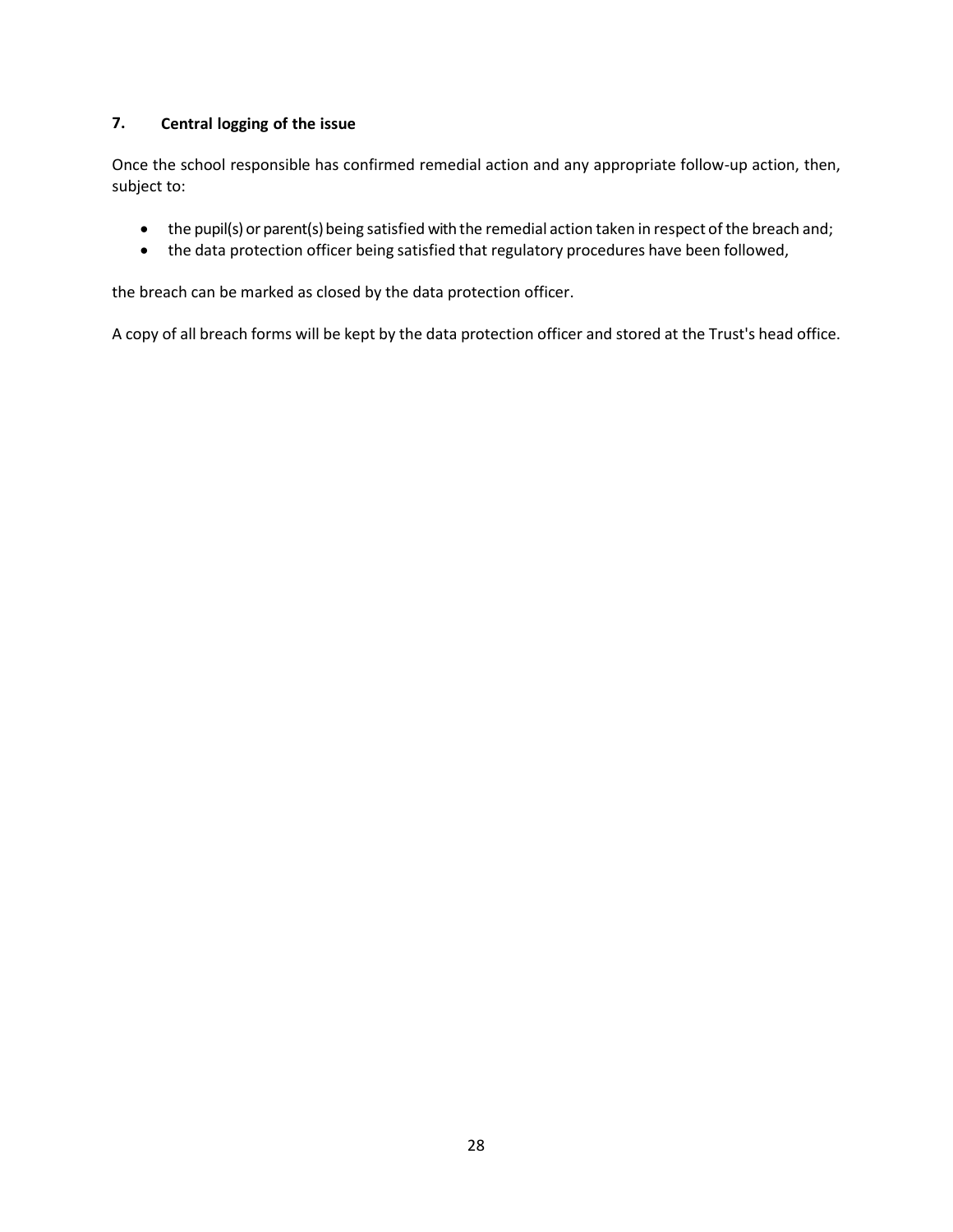## 7. Central logging of the issue

Once the school responsible has confirmed remedial action and any appropriate follow-up action, then, subject to:

- the pupil(s) or parent(s) being satisfied with the remedial action taken in respect of the breach and;
- the data protection officer being satisfied that regulatory procedures have been followed,

the breach can be marked as closed by the data protection officer.

A copy of all breach forms will be kept by the data protection officer and stored at the Trust's head office.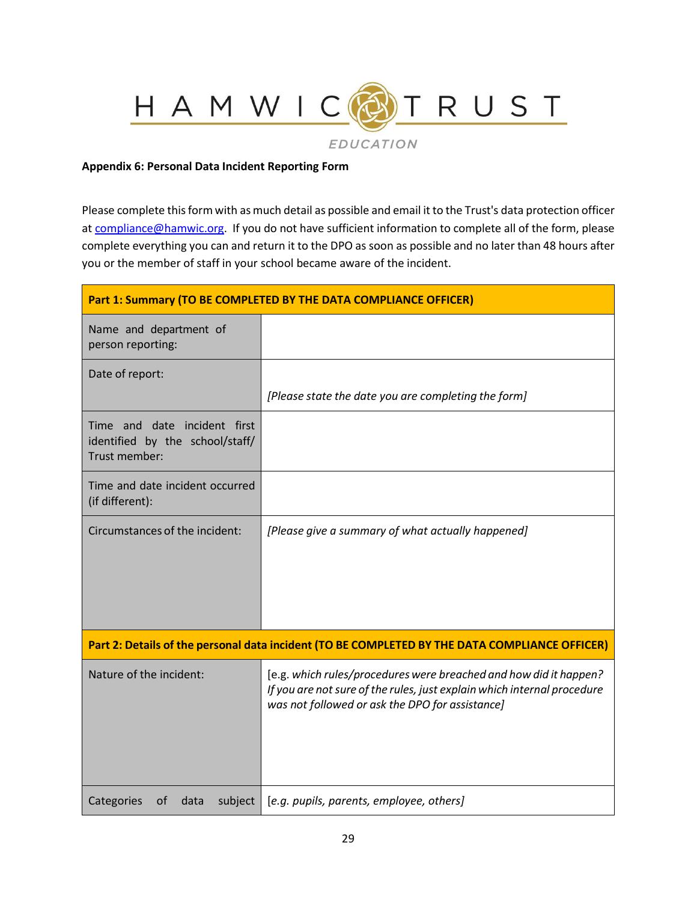**Appendix 6: Personal Data Incident Reporting Form**

Please complete this form with as much detail as possible and email it to the Trust's data protection officer at compliance@hamwic.org. If you do not have sufficient information to complete all of the form, please complete everything you can and return it to the DPO as soon as possible and no later than 48 hours after you or the member of staff in your school became aware of the incident.

| **Part 1: Summary (TO BE COMPLETED BY THE DATA COMPLIANCE OFFICER)** | |
|---|---|
| Name and department of person reporting: | |
| Date of report: | *[Please state the date you are completing the form]* |
| Time and date incident first identified by the school/staff/ Trust member: | |
| Time and date incident occurred (if different): | |
| Circumstances of the incident: | *[Please give a summary of what actually happened]* |
| **Part 2: Details of the personal data incident (TO BE COMPLETED BY THE DATA COMPLIANCE OFFICER)** | |
| Nature of the incident: | [e.g. *which rules/procedures were breached and how did it happen? If you are not sure of the rules, just explain which internal procedure was not followed or ask the DPO for assistance]* |
| Categories of data subject | [*e.g. pupils, parents, employee, others]* |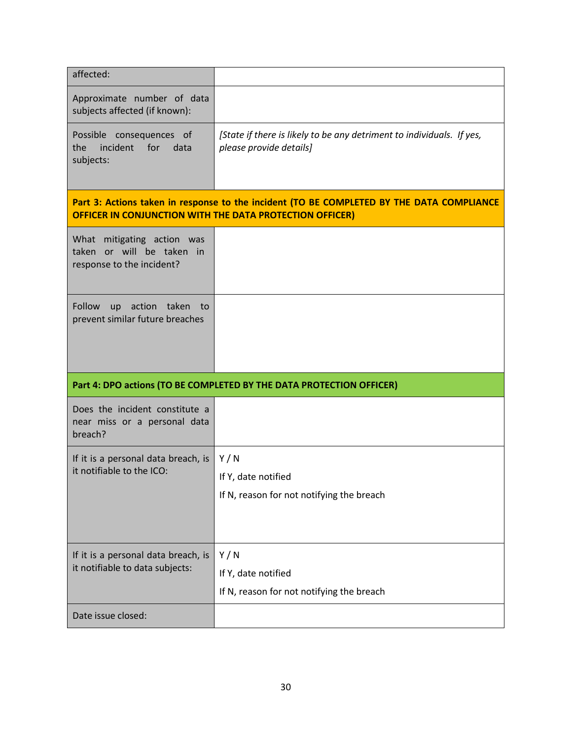| | |
|---|---|
| affected: | |
| Approximate number of data subjects affected (if known): | |
| Possible consequences of the incident for data subjects: | *[State if there is likely to be any detriment to individuals. If yes, please provide details]* |
| **Part 3: Actions taken in response to the incident (TO BE COMPLETED BY THE DATA COMPLIANCE OFFICER IN CONJUNCTION WITH THE DATA PROTECTION OFFICER)** | |
| What mitigating action was taken or will be taken in response to the incident? | |
| Follow up action taken to prevent similar future breaches | |
| **Part 4: DPO actions (TO BE COMPLETED BY THE DATA PROTECTION OFFICER)** | |
| Does the incident constitute a near miss or a personal data breach? | |
| If it is a personal data breach, is it notifiable to the ICO: | Y / N<br>If Y, date notified<br>If N, reason for not notifying the breach |
| If it is a personal data breach, is it notifiable to data subjects: | Y / N<br>If Y, date notified<br>If N, reason for not notifying the breach |
| Date issue closed: | |